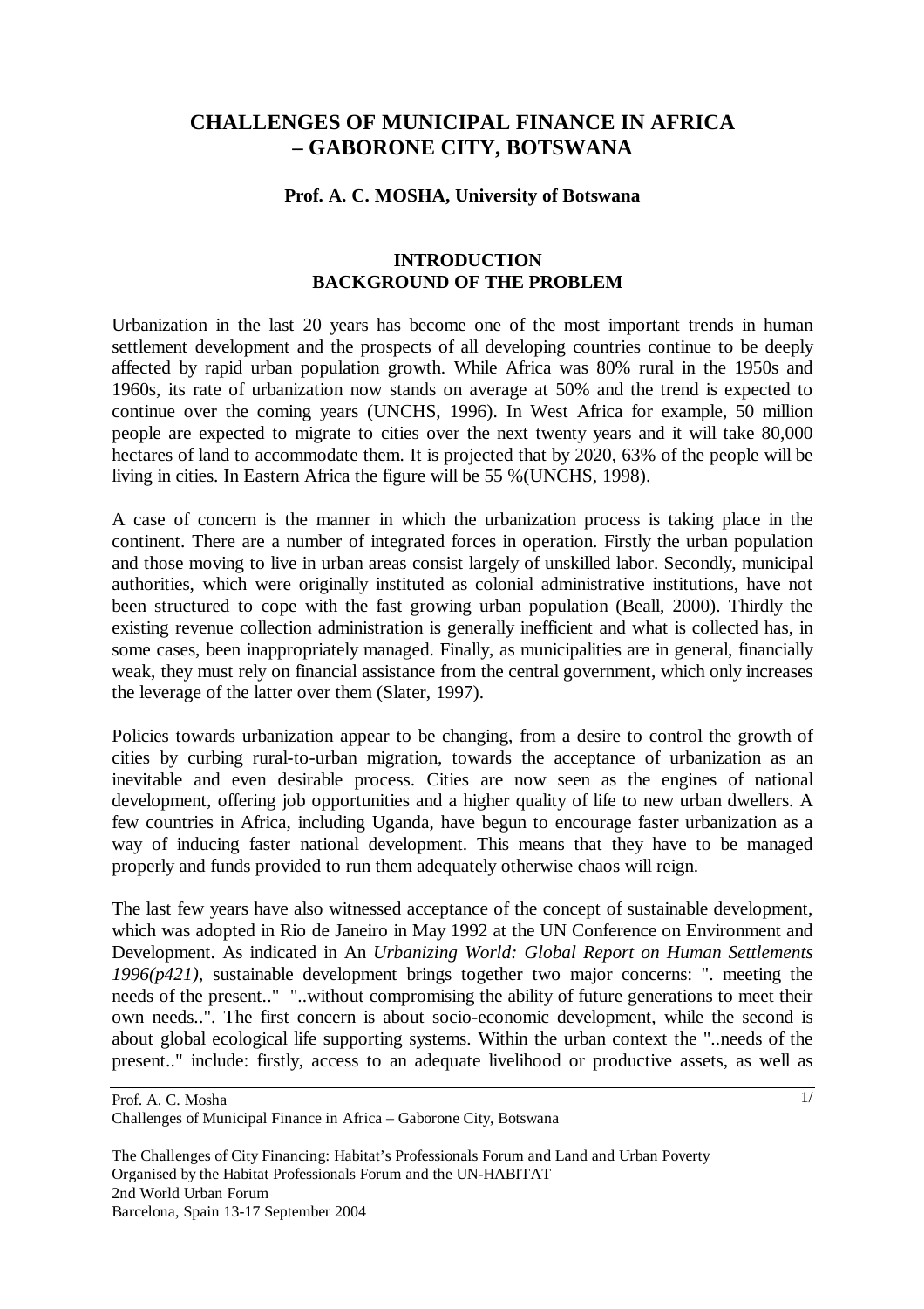# CHALLENGES OF MUNICIPAL FINANCE IN AFRICA – GABORONE CITY, BOTSWANA

**Prof. A. C. MOSHA, University of Botswana**

## INTRODUCTION
## BACKGROUND OF THE PROBLEM

Urbanization in the last 20 years has become one of the most important trends in human settlement development and the prospects of all developing countries continue to be deeply affected by rapid urban population growth. While Africa was 80% rural in the 1950s and 1960s, its rate of urbanization now stands on average at 50% and the trend is expected to continue over the coming years (UNCHS, 1996). In West Africa for example, 50 million people are expected to migrate to cities over the next twenty years and it will take 80,000 hectares of land to accommodate them. It is projected that by 2020, 63% of the people will be living in cities. In Eastern Africa the figure will be 55 %(UNCHS, 1998).

A case of concern is the manner in which the urbanization process is taking place in the continent. There are a number of integrated forces in operation. Firstly the urban population and those moving to live in urban areas consist largely of unskilled labor. Secondly, municipal authorities, which were originally instituted as colonial administrative institutions, have not been structured to cope with the fast growing urban population (Beall, 2000). Thirdly the existing revenue collection administration is generally inefficient and what is collected has, in some cases, been inappropriately managed. Finally, as municipalities are in general, financially weak, they must rely on financial assistance from the central government, which only increases the leverage of the latter over them (Slater, 1997).

Policies towards urbanization appear to be changing, from a desire to control the growth of cities by curbing rural-to-urban migration, towards the acceptance of urbanization as an inevitable and even desirable process. Cities are now seen as the engines of national development, offering job opportunities and a higher quality of life to new urban dwellers. A few countries in Africa, including Uganda, have begun to encourage faster urbanization as a way of inducing faster national development. This means that they have to be managed properly and funds provided to run them adequately otherwise chaos will reign.

The last few years have also witnessed acceptance of the concept of sustainable development, which was adopted in Rio de Janeiro in May 1992 at the UN Conference on Environment and Development. As indicated in An *Urbanizing World: Global Report on Human Settlements 1996(p421)*, sustainable development brings together two major concerns: ". meeting the needs of the present.." "..without compromising the ability of future generations to meet their own needs..". The first concern is about socio-economic development, while the second is about global ecological life supporting systems. Within the urban context the "..needs of the present.." include: firstly, access to an adequate livelihood or productive assets, as well as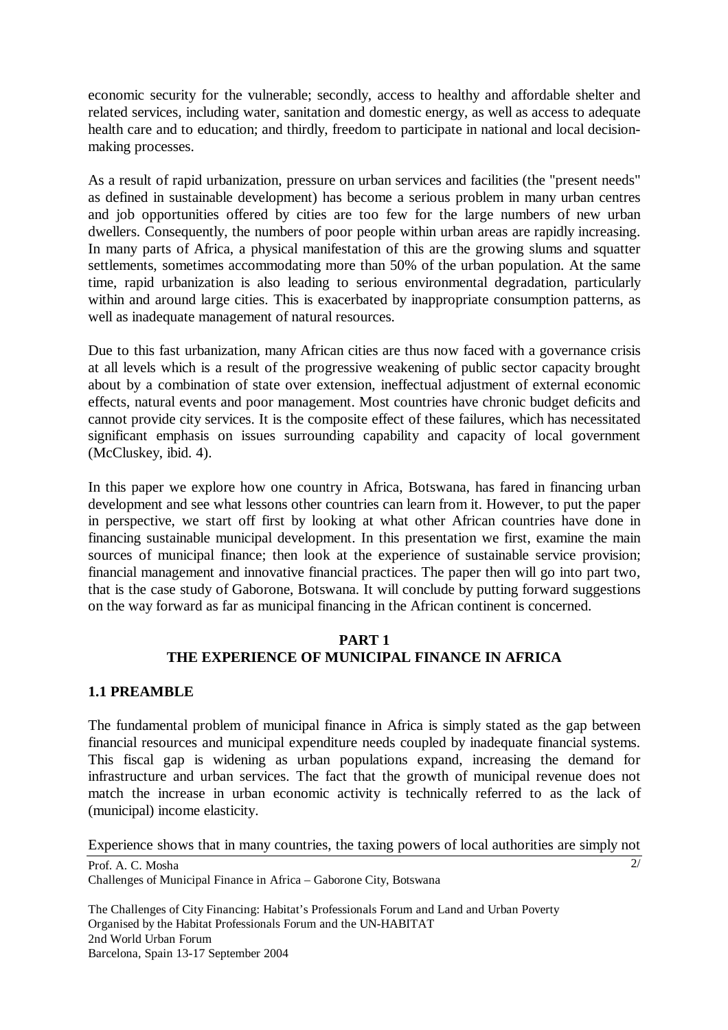economic security for the vulnerable; secondly, access to healthy and affordable shelter and related services, including water, sanitation and domestic energy, as well as access to adequate health care and to education; and thirdly, freedom to participate in national and local decision-making processes.

As a result of rapid urbanization, pressure on urban services and facilities (the "present needs" as defined in sustainable development) has become a serious problem in many urban centres and job opportunities offered by cities are too few for the large numbers of new urban dwellers. Consequently, the numbers of poor people within urban areas are rapidly increasing. In many parts of Africa, a physical manifestation of this are the growing slums and squatter settlements, sometimes accommodating more than 50% of the urban population. At the same time, rapid urbanization is also leading to serious environmental degradation, particularly within and around large cities. This is exacerbated by inappropriate consumption patterns, as well as inadequate management of natural resources.

Due to this fast urbanization, many African cities are thus now faced with a governance crisis at all levels which is a result of the progressive weakening of public sector capacity brought about by a combination of state over extension, ineffectual adjustment of external economic effects, natural events and poor management. Most countries have chronic budget deficits and cannot provide city services. It is the composite effect of these failures, which has necessitated significant emphasis on issues surrounding capability and capacity of local government (McCluskey, ibid. 4).

In this paper we explore how one country in Africa, Botswana, has fared in financing urban development and see what lessons other countries can learn from it. However, to put the paper in perspective, we start off first by looking at what other African countries have done in financing sustainable municipal development. In this presentation we first, examine the main sources of municipal finance; then look at the experience of sustainable service provision; financial management and innovative financial practices. The paper then will go into part two, that is the case study of Gaborone, Botswana. It will conclude by putting forward suggestions on the way forward as far as municipal financing in the African continent is concerned.

## PART 1
## THE EXPERIENCE OF MUNICIPAL FINANCE IN AFRICA

### 1.1 PREAMBLE

The fundamental problem of municipal finance in Africa is simply stated as the gap between financial resources and municipal expenditure needs coupled by inadequate financial systems. This fiscal gap is widening as urban populations expand, increasing the demand for infrastructure and urban services. The fact that the growth of municipal revenue does not match the increase in urban economic activity is technically referred to as the lack of (municipal) income elasticity.

Experience shows that in many countries, the taxing powers of local authorities are simply not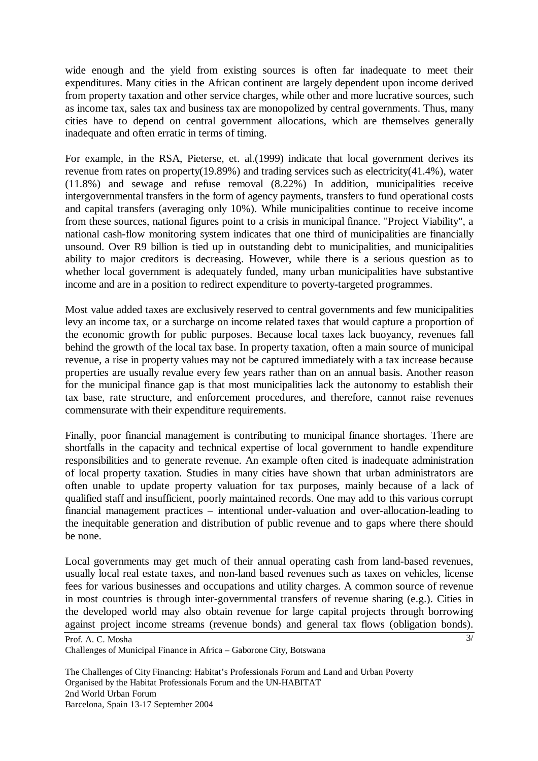wide enough and the yield from existing sources is often far inadequate to meet their expenditures. Many cities in the African continent are largely dependent upon income derived from property taxation and other service charges, while other and more lucrative sources, such as income tax, sales tax and business tax are monopolized by central governments. Thus, many cities have to depend on central government allocations, which are themselves generally inadequate and often erratic in terms of timing.

For example, in the RSA, Pieterse, et. al.(1999) indicate that local government derives its revenue from rates on property(19.89%) and trading services such as electricity(41.4%), water (11.8%) and sewage and refuse removal (8.22%) In addition, municipalities receive intergovernmental transfers in the form of agency payments, transfers to fund operational costs and capital transfers (averaging only 10%). While municipalities continue to receive income from these sources, national figures point to a crisis in municipal finance. "Project Viability", a national cash-flow monitoring system indicates that one third of municipalities are financially unsound. Over R9 billion is tied up in outstanding debt to municipalities, and municipalities ability to major creditors is decreasing. However, while there is a serious question as to whether local government is adequately funded, many urban municipalities have substantive income and are in a position to redirect expenditure to poverty-targeted programmes.

Most value added taxes are exclusively reserved to central governments and few municipalities levy an income tax, or a surcharge on income related taxes that would capture a proportion of the economic growth for public purposes. Because local taxes lack buoyancy, revenues fall behind the growth of the local tax base. In property taxation, often a main source of municipal revenue, a rise in property values may not be captured immediately with a tax increase because properties are usually revalue every few years rather than on an annual basis. Another reason for the municipal finance gap is that most municipalities lack the autonomy to establish their tax base, rate structure, and enforcement procedures, and therefore, cannot raise revenues commensurate with their expenditure requirements.

Finally, poor financial management is contributing to municipal finance shortages. There are shortfalls in the capacity and technical expertise of local government to handle expenditure responsibilities and to generate revenue. An example often cited is inadequate administration of local property taxation. Studies in many cities have shown that urban administrators are often unable to update property valuation for tax purposes, mainly because of a lack of qualified staff and insufficient, poorly maintained records. One may add to this various corrupt financial management practices – intentional under-valuation and over-allocation-leading to the inequitable generation and distribution of public revenue and to gaps where there should be none.

Local governments may get much of their annual operating cash from land-based revenues, usually local real estate taxes, and non-land based revenues such as taxes on vehicles, license fees for various businesses and occupations and utility charges. A common source of revenue in most countries is through inter-governmental transfers of revenue sharing (e.g.). Cities in the developed world may also obtain revenue for large capital projects through borrowing against project income streams (revenue bonds) and general tax flows (obligation bonds).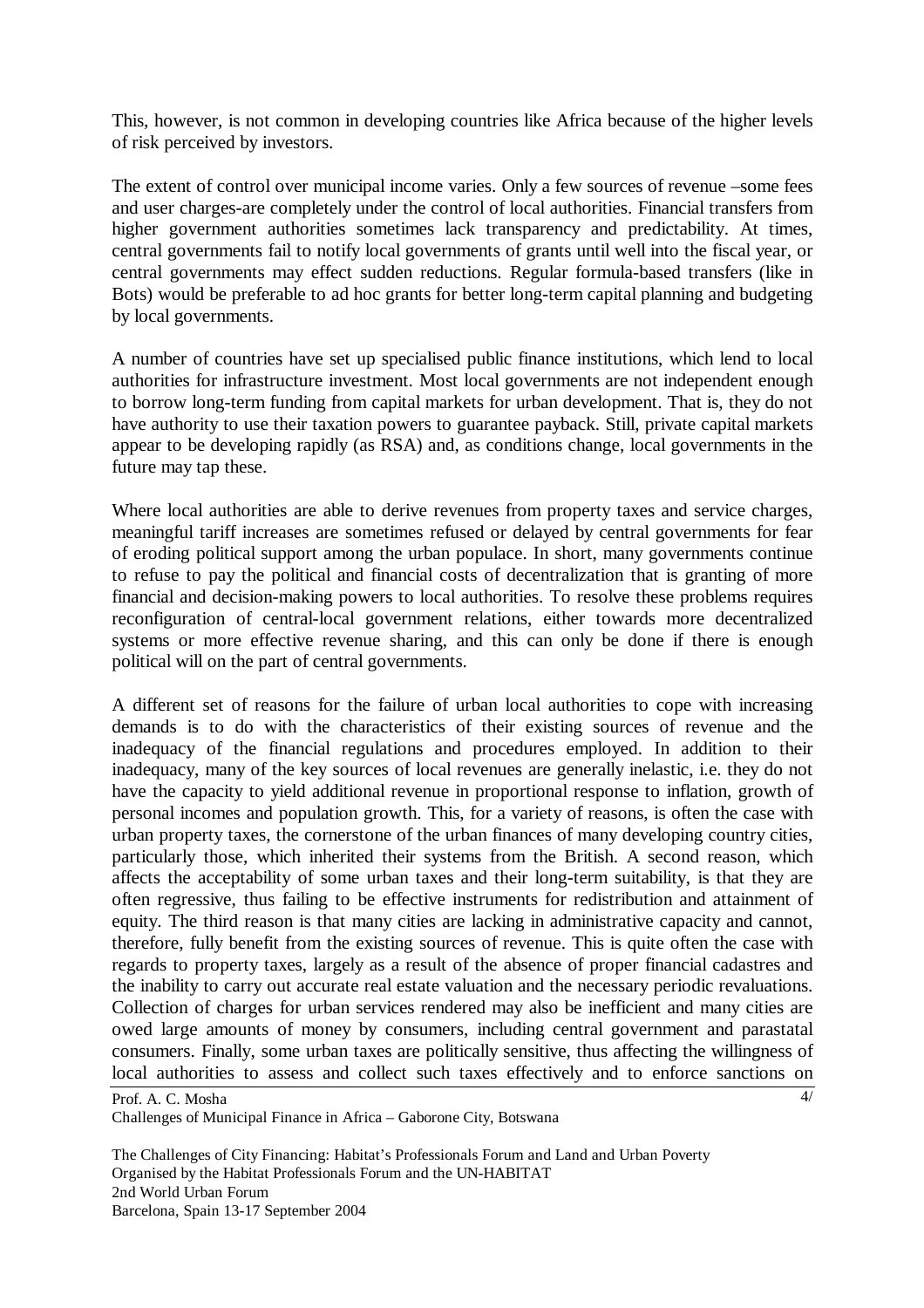This, however, is not common in developing countries like Africa because of the higher levels of risk perceived by investors.

The extent of control over municipal income varies. Only a few sources of revenue –some fees and user charges-are completely under the control of local authorities. Financial transfers from higher government authorities sometimes lack transparency and predictability. At times, central governments fail to notify local governments of grants until well into the fiscal year, or central governments may effect sudden reductions. Regular formula-based transfers (like in Bots) would be preferable to ad hoc grants for better long-term capital planning and budgeting by local governments.

A number of countries have set up specialised public finance institutions, which lend to local authorities for infrastructure investment. Most local governments are not independent enough to borrow long-term funding from capital markets for urban development. That is, they do not have authority to use their taxation powers to guarantee payback. Still, private capital markets appear to be developing rapidly (as RSA) and, as conditions change, local governments in the future may tap these.

Where local authorities are able to derive revenues from property taxes and service charges, meaningful tariff increases are sometimes refused or delayed by central governments for fear of eroding political support among the urban populace. In short, many governments continue to refuse to pay the political and financial costs of decentralization that is granting of more financial and decision-making powers to local authorities. To resolve these problems requires reconfiguration of central-local government relations, either towards more decentralized systems or more effective revenue sharing, and this can only be done if there is enough political will on the part of central governments.

A different set of reasons for the failure of urban local authorities to cope with increasing demands is to do with the characteristics of their existing sources of revenue and the inadequacy of the financial regulations and procedures employed. In addition to their inadequacy, many of the key sources of local revenues are generally inelastic, i.e. they do not have the capacity to yield additional revenue in proportional response to inflation, growth of personal incomes and population growth. This, for a variety of reasons, is often the case with urban property taxes, the cornerstone of the urban finances of many developing country cities, particularly those, which inherited their systems from the British. A second reason, which affects the acceptability of some urban taxes and their long-term suitability, is that they are often regressive, thus failing to be effective instruments for redistribution and attainment of equity. The third reason is that many cities are lacking in administrative capacity and cannot, therefore, fully benefit from the existing sources of revenue. This is quite often the case with regards to property taxes, largely as a result of the absence of proper financial cadastres and the inability to carry out accurate real estate valuation and the necessary periodic revaluations. Collection of charges for urban services rendered may also be inefficient and many cities are owed large amounts of money by consumers, including central government and parastatal consumers. Finally, some urban taxes are politically sensitive, thus affecting the willingness of local authorities to assess and collect such taxes effectively and to enforce sanctions on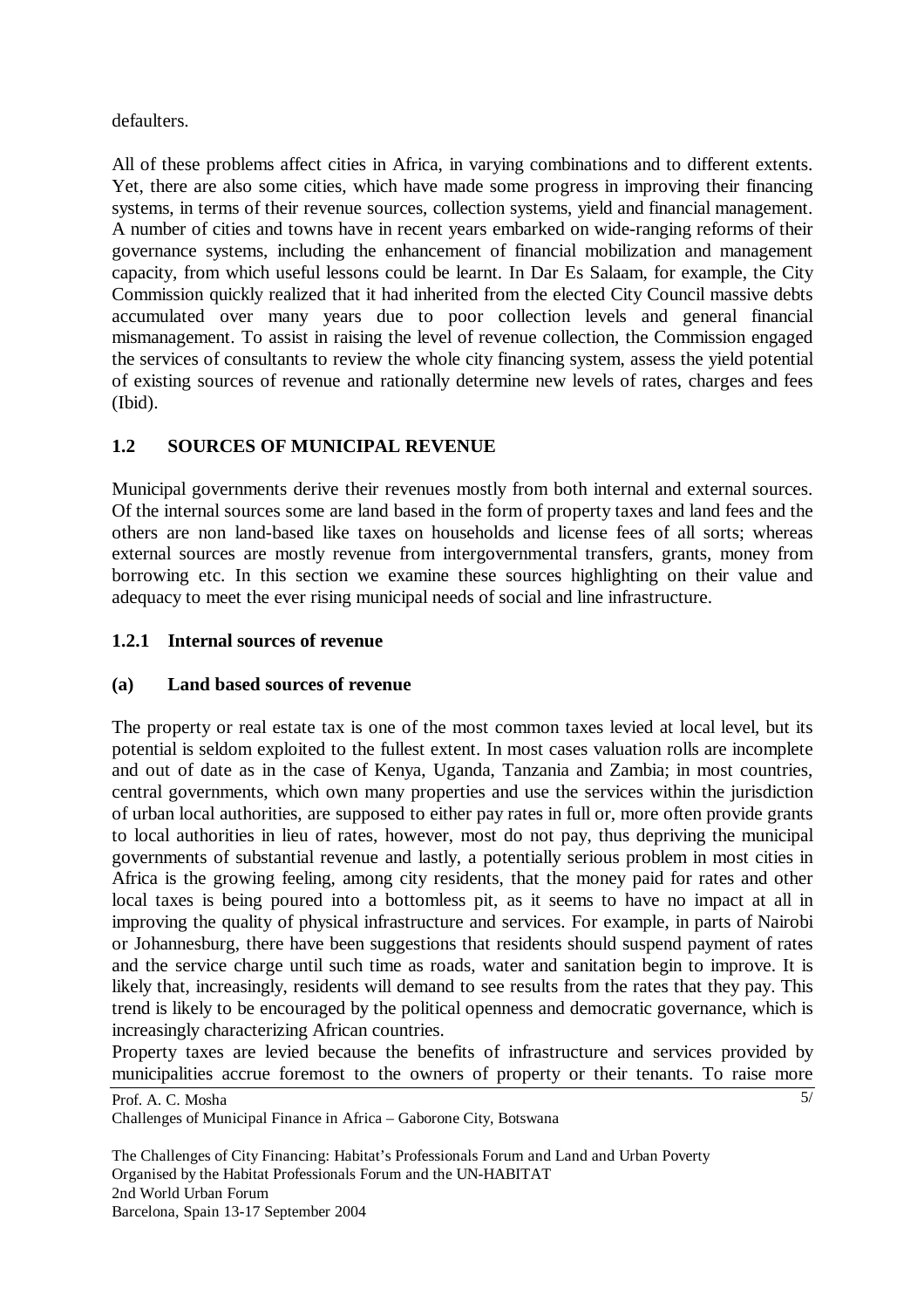defaulters.

All of these problems affect cities in Africa, in varying combinations and to different extents. Yet, there are also some cities, which have made some progress in improving their financing systems, in terms of their revenue sources, collection systems, yield and financial management. A number of cities and towns have in recent years embarked on wide-ranging reforms of their governance systems, including the enhancement of financial mobilization and management capacity, from which useful lessons could be learnt. In Dar Es Salaam, for example, the City Commission quickly realized that it had inherited from the elected City Council massive debts accumulated over many years due to poor collection levels and general financial mismanagement. To assist in raising the level of revenue collection, the Commission engaged the services of consultants to review the whole city financing system, assess the yield potential of existing sources of revenue and rationally determine new levels of rates, charges and fees (Ibid).

## 1.2 SOURCES OF MUNICIPAL REVENUE

Municipal governments derive their revenues mostly from both internal and external sources. Of the internal sources some are land based in the form of property taxes and land fees and the others are non land-based like taxes on households and license fees of all sorts; whereas external sources are mostly revenue from intergovernmental transfers, grants, money from borrowing etc. In this section we examine these sources highlighting on their value and adequacy to meet the ever rising municipal needs of social and line infrastructure.

### 1.2.1 Internal sources of revenue

#### (a) Land based sources of revenue

The property or real estate tax is one of the most common taxes levied at local level, but its potential is seldom exploited to the fullest extent. In most cases valuation rolls are incomplete and out of date as in the case of Kenya, Uganda, Tanzania and Zambia; in most countries, central governments, which own many properties and use the services within the jurisdiction of urban local authorities, are supposed to either pay rates in full or, more often provide grants to local authorities in lieu of rates, however, most do not pay, thus depriving the municipal governments of substantial revenue and lastly, a potentially serious problem in most cities in Africa is the growing feeling, among city residents, that the money paid for rates and other local taxes is being poured into a bottomless pit, as it seems to have no impact at all in improving the quality of physical infrastructure and services. For example, in parts of Nairobi or Johannesburg, there have been suggestions that residents should suspend payment of rates and the service charge until such time as roads, water and sanitation begin to improve. It is likely that, increasingly, residents will demand to see results from the rates that they pay. This trend is likely to be encouraged by the political openness and democratic governance, which is increasingly characterizing African countries.

Property taxes are levied because the benefits of infrastructure and services provided by municipalities accrue foremost to the owners of property or their tenants. To raise more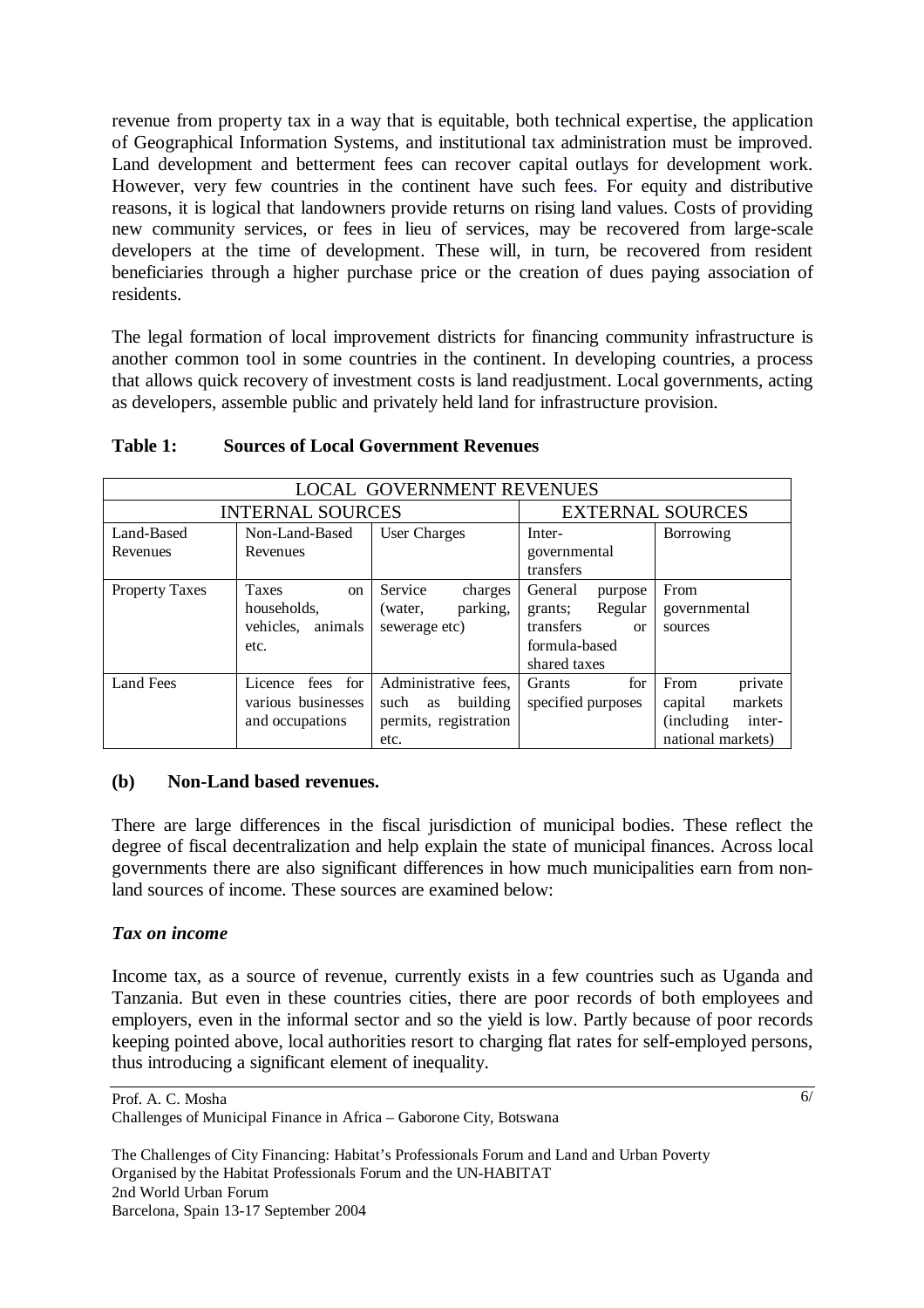revenue from property tax in a way that is equitable, both technical expertise, the application of Geographical Information Systems, and institutional tax administration must be improved. Land development and betterment fees can recover capital outlays for development work. However, very few countries in the continent have such fees. For equity and distributive reasons, it is logical that landowners provide returns on rising land values. Costs of providing new community services, or fees in lieu of services, may be recovered from large-scale developers at the time of development. These will, in turn, be recovered from resident beneficiaries through a higher purchase price or the creation of dues paying association of residents.

The legal formation of local improvement districts for financing community infrastructure is another common tool in some countries in the continent. In developing countries, a process that allows quick recovery of investment costs is land readjustment. Local governments, acting as developers, assemble public and privately held land for infrastructure provision.

**Table 1: Sources of Local Government Revenues**

| LOCAL GOVERNMENT REVENUES | | | | |
|---|---|---|---|---|
| INTERNAL SOURCES | | | EXTERNAL SOURCES | |
| Land-Based Revenues | Non-Land-Based Revenues | User Charges | Inter-governmental transfers | Borrowing |
| Property Taxes | Taxes on households, vehicles, animals etc. | Service charges (water, parking, sewerage etc) | General purpose grants; Regular transfers or formula-based shared taxes | From governmental sources |
| Land Fees | Licence fees for various businesses and occupations | Administrative fees, such as building permits, registration etc. | Grants for specified purposes | From private capital markets (including inter-national markets) |

### (b) Non-Land based revenues.

There are large differences in the fiscal jurisdiction of municipal bodies. These reflect the degree of fiscal decentralization and help explain the state of municipal finances. Across local governments there are also significant differences in how much municipalities earn from non-land sources of income. These sources are examined below:

#### *Tax on income*

Income tax, as a source of revenue, currently exists in a few countries such as Uganda and Tanzania. But even in these countries cities, there are poor records of both employees and employers, even in the informal sector and so the yield is low. Partly because of poor records keeping pointed above, local authorities resort to charging flat rates for self-employed persons, thus introducing a significant element of inequality.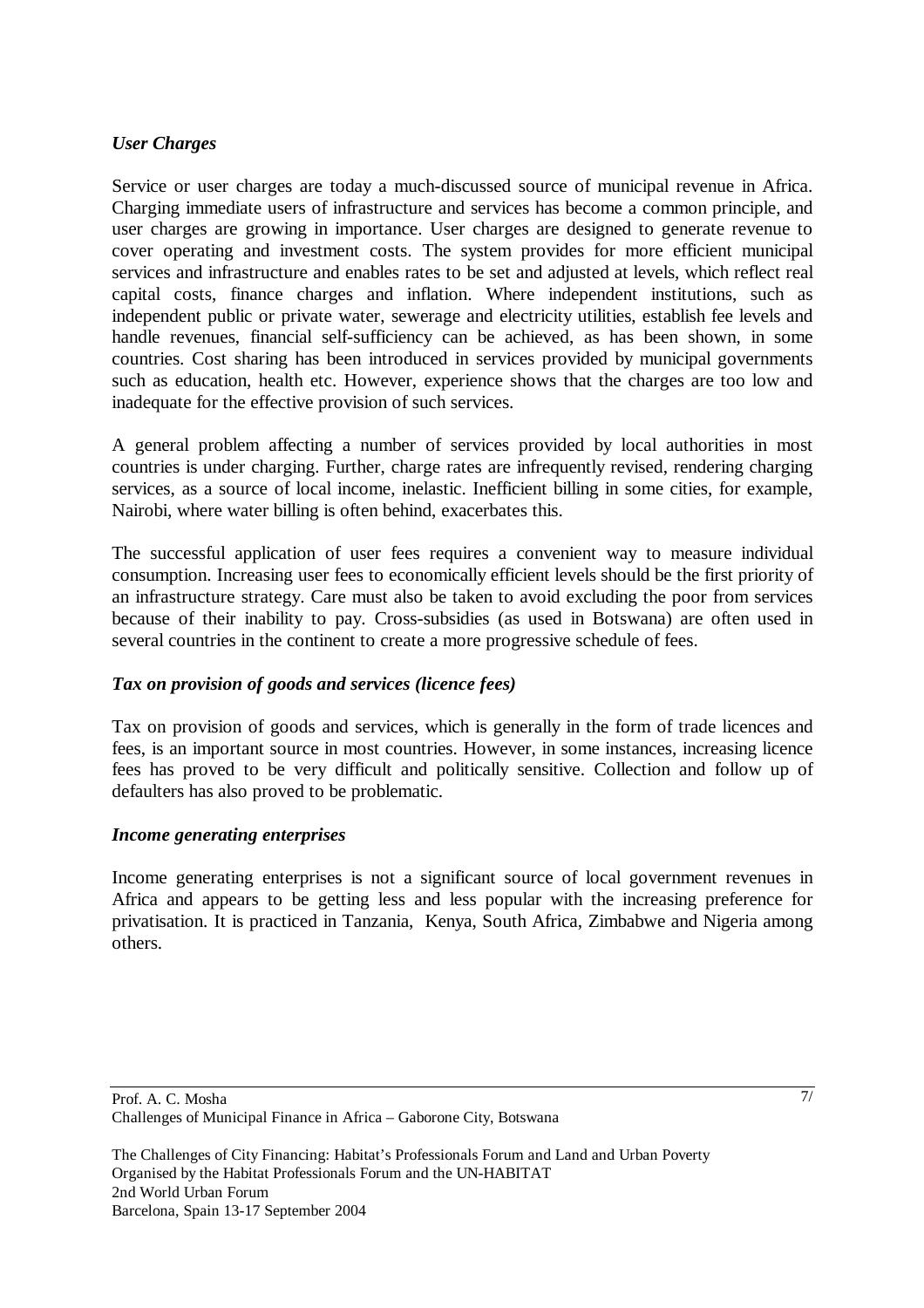### *User Charges*

Service or user charges are today a much-discussed source of municipal revenue in Africa. Charging immediate users of infrastructure and services has become a common principle, and user charges are growing in importance. User charges are designed to generate revenue to cover operating and investment costs. The system provides for more efficient municipal services and infrastructure and enables rates to be set and adjusted at levels, which reflect real capital costs, finance charges and inflation. Where independent institutions, such as independent public or private water, sewerage and electricity utilities, establish fee levels and handle revenues, financial self-sufficiency can be achieved, as has been shown, in some countries. Cost sharing has been introduced in services provided by municipal governments such as education, health etc. However, experience shows that the charges are too low and inadequate for the effective provision of such services.

A general problem affecting a number of services provided by local authorities in most countries is under charging. Further, charge rates are infrequently revised, rendering charging services, as a source of local income, inelastic. Inefficient billing in some cities, for example, Nairobi, where water billing is often behind, exacerbates this.

The successful application of user fees requires a convenient way to measure individual consumption. Increasing user fees to economically efficient levels should be the first priority of an infrastructure strategy. Care must also be taken to avoid excluding the poor from services because of their inability to pay. Cross-subsidies (as used in Botswana) are often used in several countries in the continent to create a more progressive schedule of fees.

### *Tax on provision of goods and services (licence fees)*

Tax on provision of goods and services, which is generally in the form of trade licences and fees, is an important source in most countries. However, in some instances, increasing licence fees has proved to be very difficult and politically sensitive. Collection and follow up of defaulters has also proved to be problematic.

### *Income generating enterprises*

Income generating enterprises is not a significant source of local government revenues in Africa and appears to be getting less and less popular with the increasing preference for privatisation. It is practiced in Tanzania, Kenya, South Africa, Zimbabwe and Nigeria among others.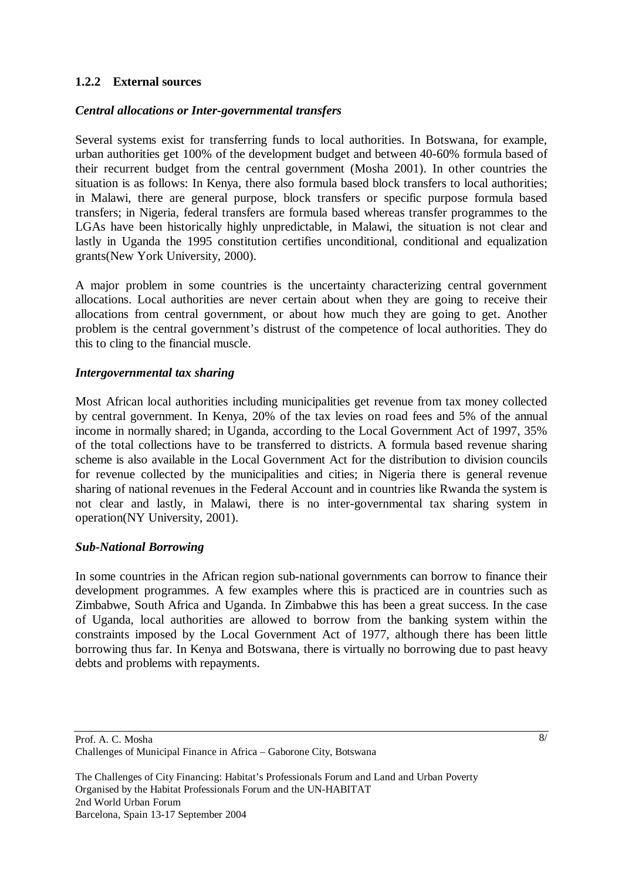### 1.2.2 External sources

***Central allocations or Inter-governmental transfers***

Several systems exist for transferring funds to local authorities. In Botswana, for example, urban authorities get 100% of the development budget and between 40-60% formula based of their recurrent budget from the central government (Mosha 2001). In other countries the situation is as follows: In Kenya, there also formula based block transfers to local authorities; in Malawi, there are general purpose, block transfers or specific purpose formula based transfers; in Nigeria, federal transfers are formula based whereas transfer programmes to the LGAs have been historically highly unpredictable, in Malawi, the situation is not clear and lastly in Uganda the 1995 constitution certifies unconditional, conditional and equalization grants(New York University, 2000).

A major problem in some countries is the uncertainty characterizing central government allocations. Local authorities are never certain about when they are going to receive their allocations from central government, or about how much they are going to get. Another problem is the central government's distrust of the competence of local authorities. They do this to cling to the financial muscle.

***Intergovernmental tax sharing***

Most African local authorities including municipalities get revenue from tax money collected by central government. In Kenya, 20% of the tax levies on road fees and 5% of the annual income in normally shared; in Uganda, according to the Local Government Act of 1997, 35% of the total collections have to be transferred to districts. A formula based revenue sharing scheme is also available in the Local Government Act for the distribution to division councils for revenue collected by the municipalities and cities; in Nigeria there is general revenue sharing of national revenues in the Federal Account and in countries like Rwanda the system is not clear and lastly, in Malawi, there is no inter-governmental tax sharing system in operation(NY University, 2001).

***Sub-National Borrowing***

In some countries in the African region sub-national governments can borrow to finance their development programmes. A few examples where this is practiced are in countries such as Zimbabwe, South Africa and Uganda. In Zimbabwe this has been a great success. In the case of Uganda, local authorities are allowed to borrow from the banking system within the constraints imposed by the Local Government Act of 1977, although there has been little borrowing thus far. In Kenya and Botswana, there is virtually no borrowing due to past heavy debts and problems with repayments.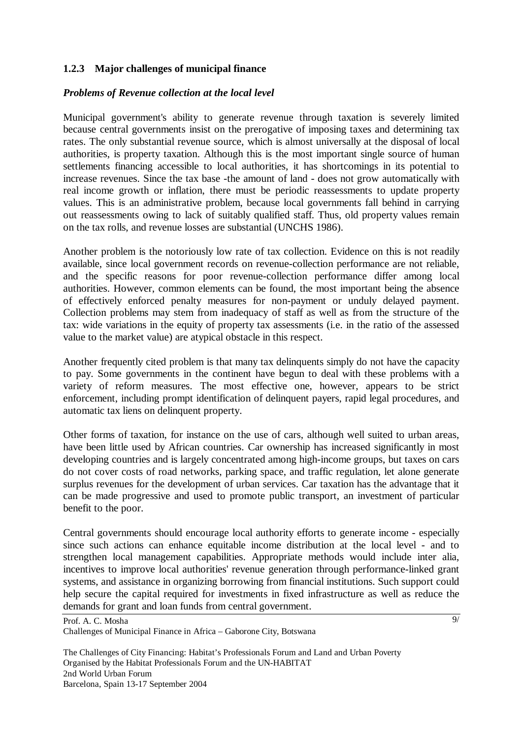### 1.2.3 Major challenges of municipal finance

***Problems of Revenue collection at the local level***

Municipal government's ability to generate revenue through taxation is severely limited because central governments insist on the prerogative of imposing taxes and determining tax rates. The only substantial revenue source, which is almost universally at the disposal of local authorities, is property taxation. Although this is the most important single source of human settlements financing accessible to local authorities, it has shortcomings in its potential to increase revenues. Since the tax base -the amount of land - does not grow automatically with real income growth or inflation, there must be periodic reassessments to update property values. This is an administrative problem, because local governments fall behind in carrying out reassessments owing to lack of suitably qualified staff. Thus, old property values remain on the tax rolls, and revenue losses are substantial (UNCHS 1986).

Another problem is the notoriously low rate of tax collection. Evidence on this is not readily available, since local government records on revenue-collection performance are not reliable, and the specific reasons for poor revenue-collection performance differ among local authorities. However, common elements can be found, the most important being the absence of effectively enforced penalty measures for non-payment or unduly delayed payment. Collection problems may stem from inadequacy of staff as well as from the structure of the tax: wide variations in the equity of property tax assessments (i.e. in the ratio of the assessed value to the market value) are atypical obstacle in this respect.

Another frequently cited problem is that many tax delinquents simply do not have the capacity to pay. Some governments in the continent have begun to deal with these problems with a variety of reform measures. The most effective one, however, appears to be strict enforcement, including prompt identification of delinquent payers, rapid legal procedures, and automatic tax liens on delinquent property.

Other forms of taxation, for instance on the use of cars, although well suited to urban areas, have been little used by African countries. Car ownership has increased significantly in most developing countries and is largely concentrated among high-income groups, but taxes on cars do not cover costs of road networks, parking space, and traffic regulation, let alone generate surplus revenues for the development of urban services. Car taxation has the advantage that it can be made progressive and used to promote public transport, an investment of particular benefit to the poor.

Central governments should encourage local authority efforts to generate income - especially since such actions can enhance equitable income distribution at the local level - and to strengthen local management capabilities. Appropriate methods would include inter alia, incentives to improve local authorities' revenue generation through performance-linked grant systems, and assistance in organizing borrowing from financial institutions. Such support could help secure the capital required for investments in fixed infrastructure as well as reduce the demands for grant and loan funds from central government.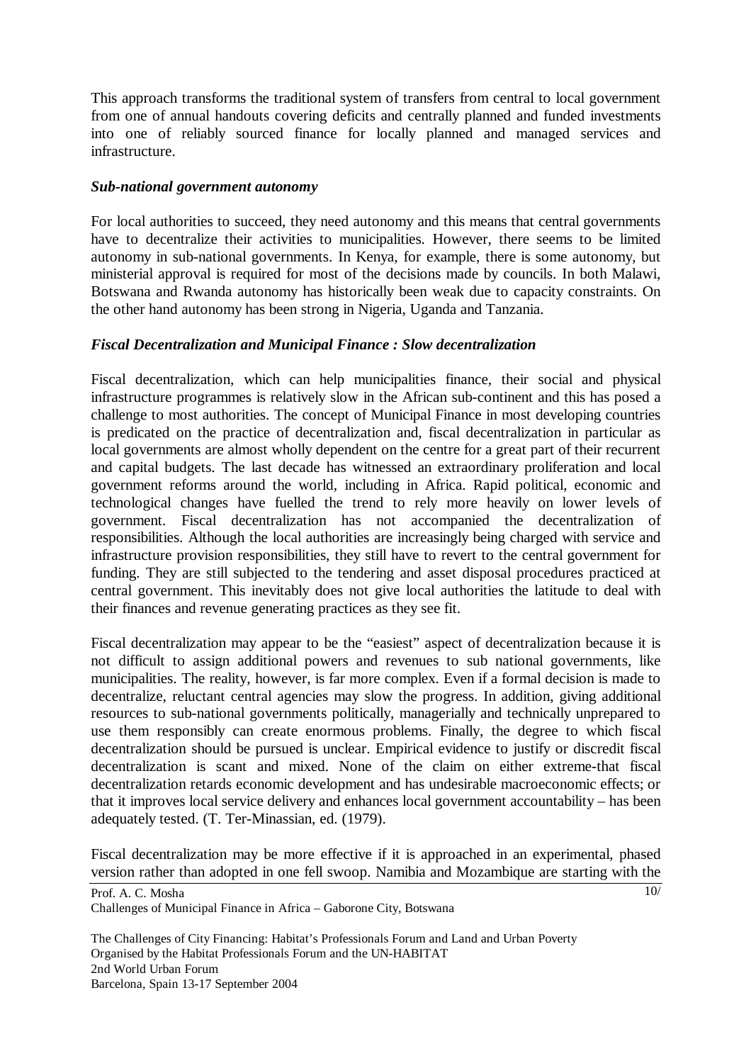This approach transforms the traditional system of transfers from central to local government from one of annual handouts covering deficits and centrally planned and funded investments into one of reliably sourced finance for locally planned and managed services and infrastructure.

### *Sub-national government autonomy*

For local authorities to succeed, they need autonomy and this means that central governments have to decentralize their activities to municipalities. However, there seems to be limited autonomy in sub-national governments. In Kenya, for example, there is some autonomy, but ministerial approval is required for most of the decisions made by councils. In both Malawi, Botswana and Rwanda autonomy has historically been weak due to capacity constraints. On the other hand autonomy has been strong in Nigeria, Uganda and Tanzania.

### *Fiscal Decentralization and Municipal Finance : Slow decentralization*

Fiscal decentralization, which can help municipalities finance, their social and physical infrastructure programmes is relatively slow in the African sub-continent and this has posed a challenge to most authorities. The concept of Municipal Finance in most developing countries is predicated on the practice of decentralization and, fiscal decentralization in particular as local governments are almost wholly dependent on the centre for a great part of their recurrent and capital budgets. The last decade has witnessed an extraordinary proliferation and local government reforms around the world, including in Africa. Rapid political, economic and technological changes have fuelled the trend to rely more heavily on lower levels of government. Fiscal decentralization has not accompanied the decentralization of responsibilities. Although the local authorities are increasingly being charged with service and infrastructure provision responsibilities, they still have to revert to the central government for funding. They are still subjected to the tendering and asset disposal procedures practiced at central government. This inevitably does not give local authorities the latitude to deal with their finances and revenue generating practices as they see fit.

Fiscal decentralization may appear to be the "easiest" aspect of decentralization because it is not difficult to assign additional powers and revenues to sub national governments, like municipalities. The reality, however, is far more complex. Even if a formal decision is made to decentralize, reluctant central agencies may slow the progress. In addition, giving additional resources to sub-national governments politically, managerially and technically unprepared to use them responsibly can create enormous problems. Finally, the degree to which fiscal decentralization should be pursued is unclear. Empirical evidence to justify or discredit fiscal decentralization is scant and mixed. None of the claim on either extreme-that fiscal decentralization retards economic development and has undesirable macroeconomic effects; or that it improves local service delivery and enhances local government accountability – has been adequately tested. (T. Ter-Minassian, ed. (1979).

Fiscal decentralization may be more effective if it is approached in an experimental, phased version rather than adopted in one fell swoop. Namibia and Mozambique are starting with the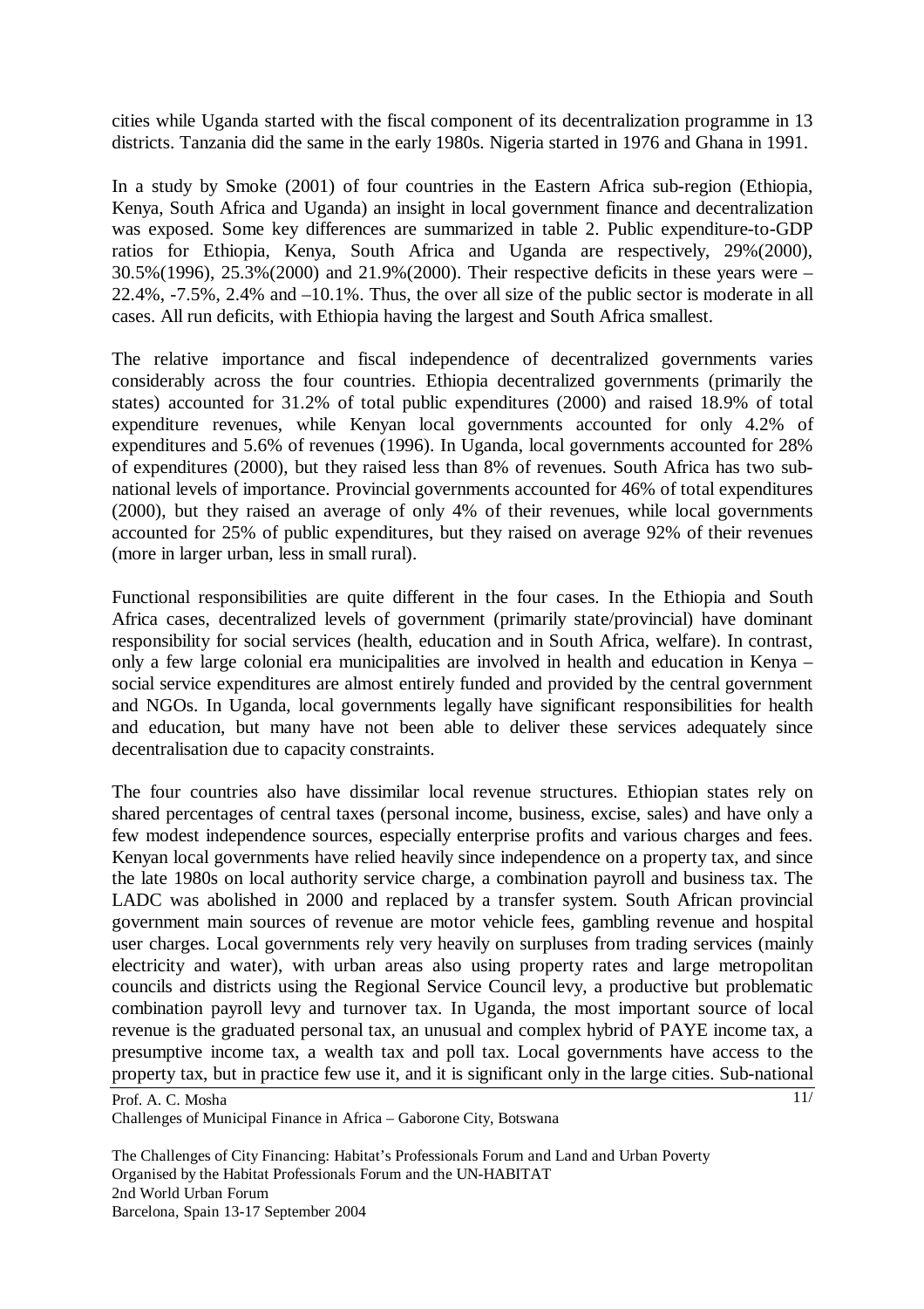cities while Uganda started with the fiscal component of its decentralization programme in 13 districts. Tanzania did the same in the early 1980s. Nigeria started in 1976 and Ghana in 1991.

In a study by Smoke (2001) of four countries in the Eastern Africa sub-region (Ethiopia, Kenya, South Africa and Uganda) an insight in local government finance and decentralization was exposed. Some key differences are summarized in table 2. Public expenditure-to-GDP ratios for Ethiopia, Kenya, South Africa and Uganda are respectively, 29%(2000), 30.5%(1996), 25.3%(2000) and 21.9%(2000). Their respective deficits in these years were –22.4%, -7.5%, 2.4% and –10.1%. Thus, the over all size of the public sector is moderate in all cases. All run deficits, with Ethiopia having the largest and South Africa smallest.

The relative importance and fiscal independence of decentralized governments varies considerably across the four countries. Ethiopia decentralized governments (primarily the states) accounted for 31.2% of total public expenditures (2000) and raised 18.9% of total expenditure revenues, while Kenyan local governments accounted for only 4.2% of expenditures and 5.6% of revenues (1996). In Uganda, local governments accounted for 28% of expenditures (2000), but they raised less than 8% of revenues. South Africa has two sub-national levels of importance. Provincial governments accounted for 46% of total expenditures (2000), but they raised an average of only 4% of their revenues, while local governments accounted for 25% of public expenditures, but they raised on average 92% of their revenues (more in larger urban, less in small rural).

Functional responsibilities are quite different in the four cases. In the Ethiopia and South Africa cases, decentralized levels of government (primarily state/provincial) have dominant responsibility for social services (health, education and in South Africa, welfare). In contrast, only a few large colonial era municipalities are involved in health and education in Kenya – social service expenditures are almost entirely funded and provided by the central government and NGOs. In Uganda, local governments legally have significant responsibilities for health and education, but many have not been able to deliver these services adequately since decentralisation due to capacity constraints.

The four countries also have dissimilar local revenue structures. Ethiopian states rely on shared percentages of central taxes (personal income, business, excise, sales) and have only a few modest independence sources, especially enterprise profits and various charges and fees. Kenyan local governments have relied heavily since independence on a property tax, and since the late 1980s on local authority service charge, a combination payroll and business tax. The LADC was abolished in 2000 and replaced by a transfer system. South African provincial government main sources of revenue are motor vehicle fees, gambling revenue and hospital user charges. Local governments rely very heavily on surpluses from trading services (mainly electricity and water), with urban areas also using property rates and large metropolitan councils and districts using the Regional Service Council levy, a productive but problematic combination payroll levy and turnover tax. In Uganda, the most important source of local revenue is the graduated personal tax, an unusual and complex hybrid of PAYE income tax, a presumptive income tax, a wealth tax and poll tax. Local governments have access to the property tax, but in practice few use it, and it is significant only in the large cities. Sub-national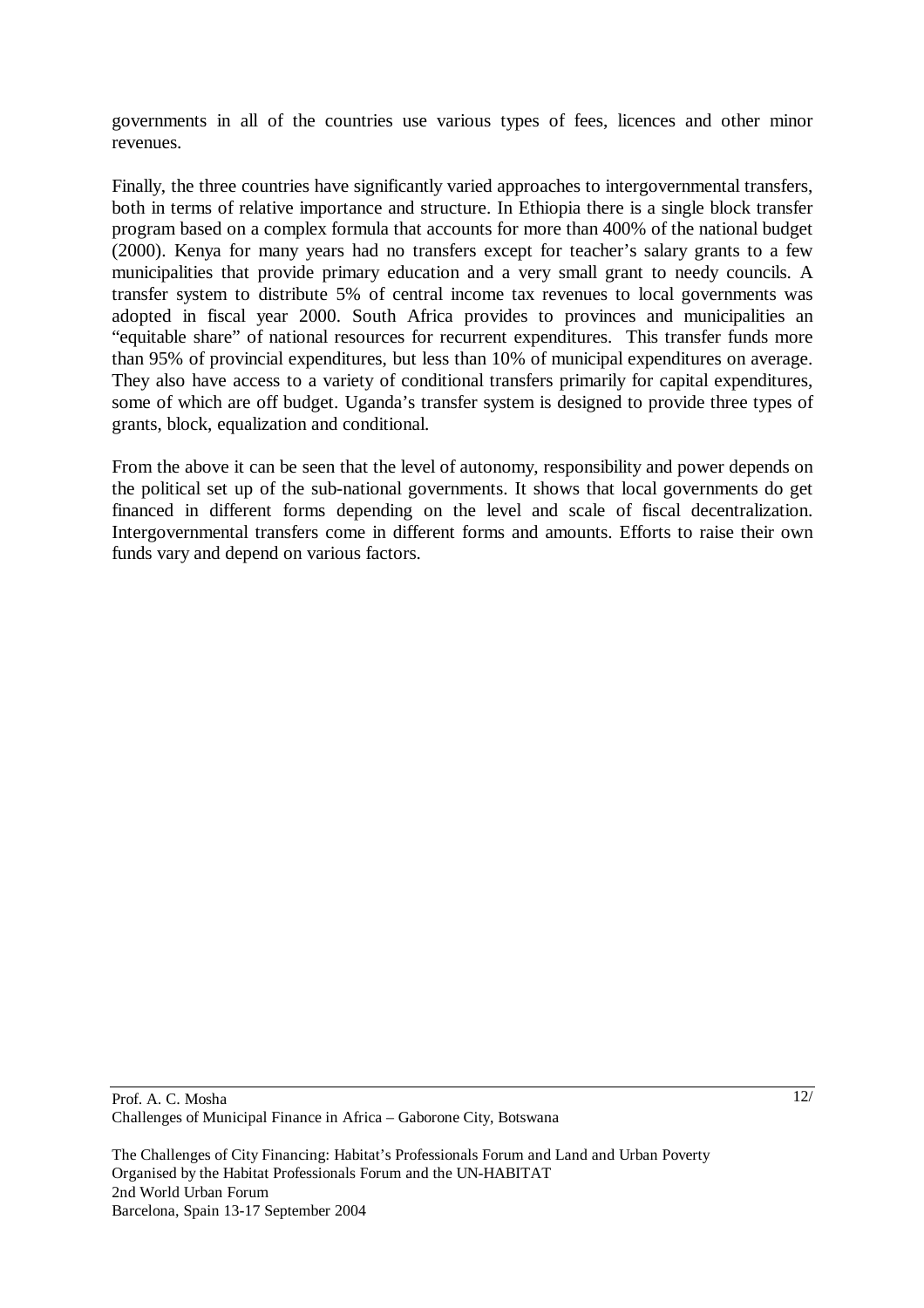governments in all of the countries use various types of fees, licences and other minor revenues.

Finally, the three countries have significantly varied approaches to intergovernmental transfers, both in terms of relative importance and structure. In Ethiopia there is a single block transfer program based on a complex formula that accounts for more than 400% of the national budget (2000). Kenya for many years had no transfers except for teacher's salary grants to a few municipalities that provide primary education and a very small grant to needy councils. A transfer system to distribute 5% of central income tax revenues to local governments was adopted in fiscal year 2000. South Africa provides to provinces and municipalities an "equitable share" of national resources for recurrent expenditures. This transfer funds more than 95% of provincial expenditures, but less than 10% of municipal expenditures on average. They also have access to a variety of conditional transfers primarily for capital expenditures, some of which are off budget. Uganda's transfer system is designed to provide three types of grants, block, equalization and conditional.

From the above it can be seen that the level of autonomy, responsibility and power depends on the political set up of the sub-national governments. It shows that local governments do get financed in different forms depending on the level and scale of fiscal decentralization. Intergovernmental transfers come in different forms and amounts. Efforts to raise their own funds vary and depend on various factors.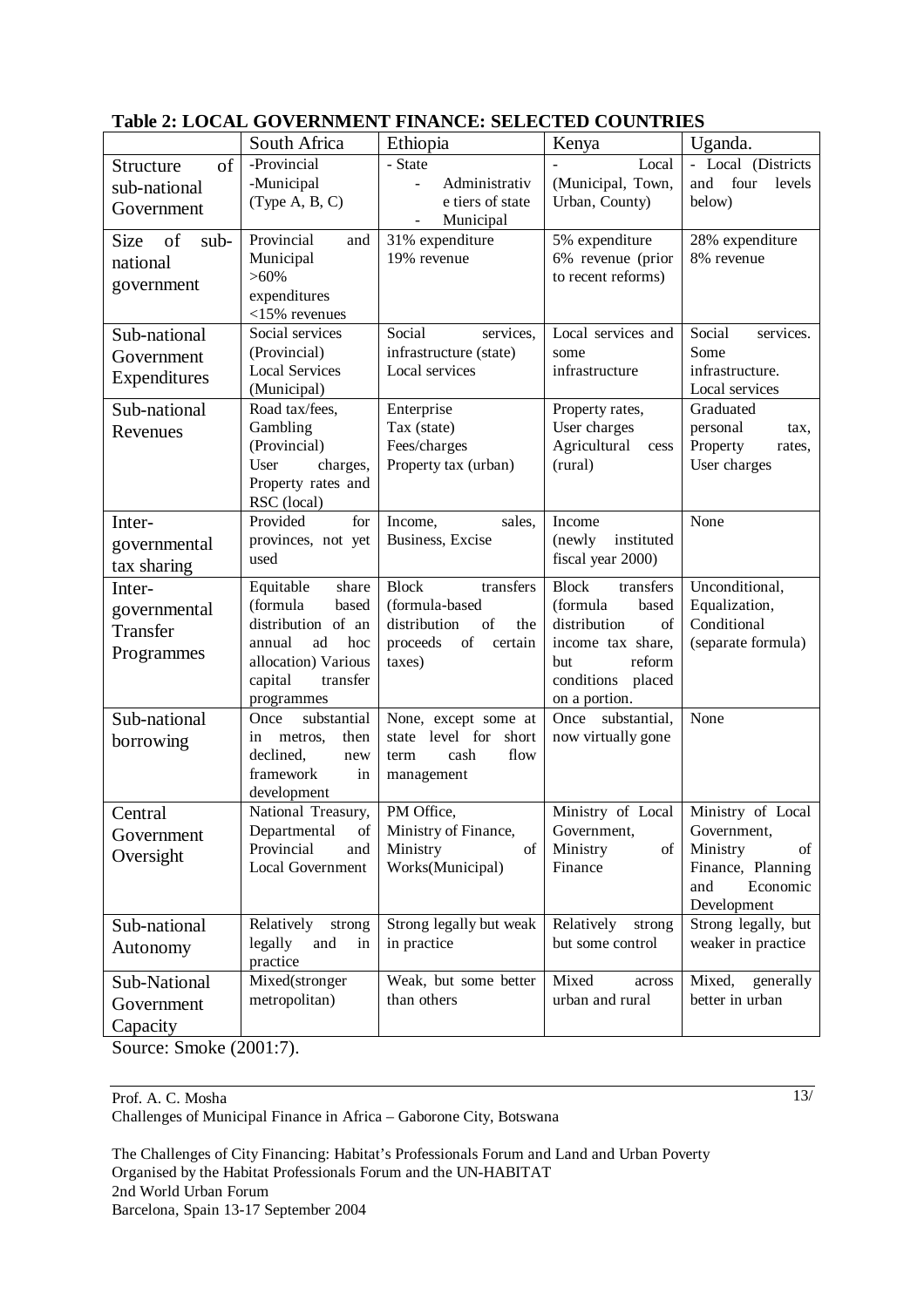**Table 2: LOCAL GOVERNMENT FINANCE: SELECTED COUNTRIES**

| | South Africa | Ethiopia | Kenya | Uganda. |
|---|---|---|---|---|
| Structure of sub-national Government | -Provincial -Municipal (Type A, B, C) | - State - Administrative tiers of state - Municipal | - Local (Municipal, Town, Urban, County) | - Local (Districts and four levels below) |
| Size of sub-national government | Provincial and Municipal >60% expenditures <15% revenues | 31% expenditure 19% revenue | 5% expenditure 6% revenue (prior to recent reforms) | 28% expenditure 8% revenue |
| Sub-national Government Expenditures | Social services (Provincial) Local Services (Municipal) | Social services, infrastructure (state) Local services | Local services and some infrastructure | Social services. Some infrastructure. Local services |
| Sub-national Revenues | Road tax/fees, Gambling (Provincial) User charges, Property rates and RSC (local) | Enterprise Tax (state) Fees/charges Property tax (urban) | Property rates, User charges Agricultural cess (rural) | Graduated personal tax, Property rates, User charges |
| Inter-governmental tax sharing | Provided for provinces, not yet used | Income, sales, Business, Excise | Income (newly instituted fiscal year 2000) | None |
| Inter-governmental Transfer Programmes | Equitable share (formula based distribution of an annual ad hoc allocation) Various capital transfer programmes | Block transfers (formula-based distribution of the proceeds of certain taxes) | Block transfers (formula based distribution of income tax share, but reform conditions placed on a portion. | Unconditional, Equalization, Conditional (separate formula) |
| Sub-national borrowing | Once substantial in metros, then declined, new framework in development | None, except some at state level for short term cash flow management | Once substantial, now virtually gone | None |
| Central Government Oversight | National Treasury, Departmental of Provincial and Local Government | PM Office, Ministry of Finance, Ministry of Works(Municipal) | Ministry of Local Government, Ministry of Finance | Ministry of Local Government, Ministry of Finance, Planning and Economic Development |
| Sub-national Autonomy | Relatively strong legally and in practice | Strong legally but weak in practice | Relatively strong but some control | Strong legally, but weaker in practice |
| Sub-National Government Capacity | Mixed(stronger metropolitan) | Weak, but some better than others | Mixed across urban and rural | Mixed, generally better in urban |

Source: Smoke (2001:7).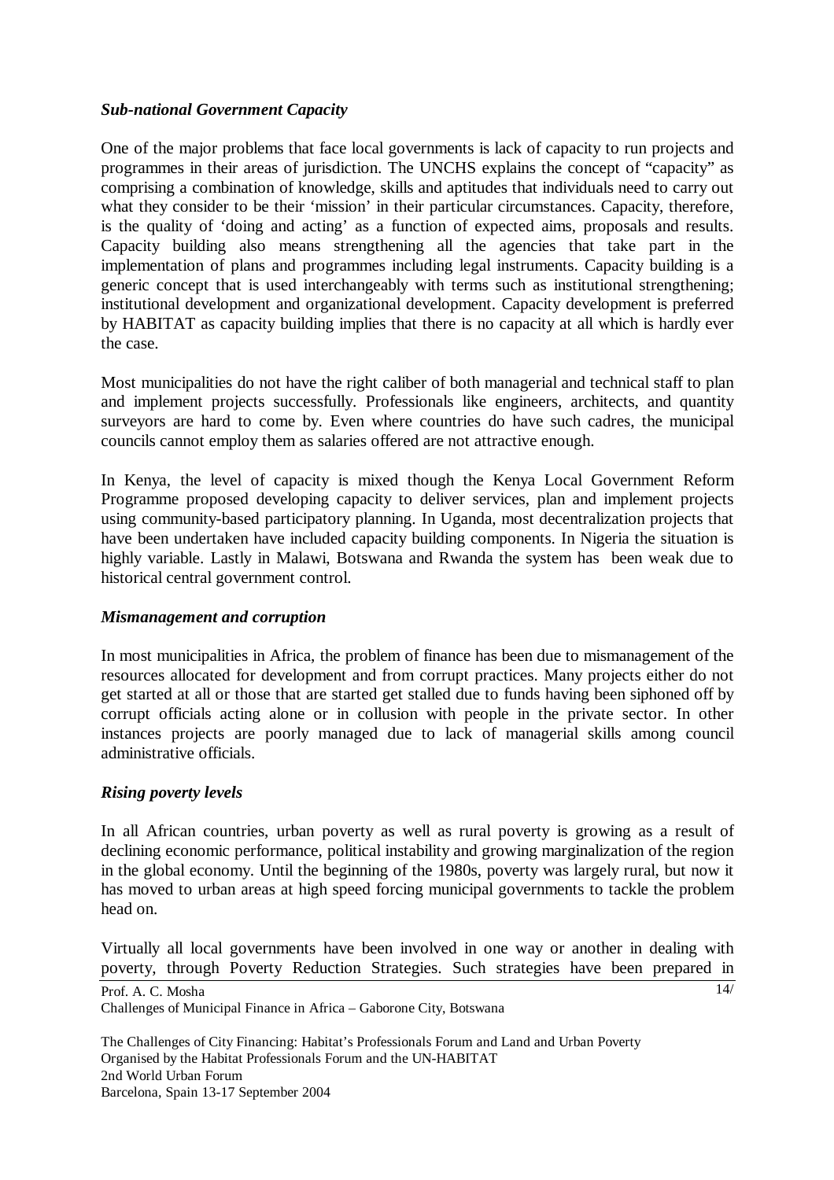### *Sub-national Government Capacity*

One of the major problems that face local governments is lack of capacity to run projects and programmes in their areas of jurisdiction. The UNCHS explains the concept of "capacity" as comprising a combination of knowledge, skills and aptitudes that individuals need to carry out what they consider to be their 'mission' in their particular circumstances. Capacity, therefore, is the quality of 'doing and acting' as a function of expected aims, proposals and results. Capacity building also means strengthening all the agencies that take part in the implementation of plans and programmes including legal instruments. Capacity building is a generic concept that is used interchangeably with terms such as institutional strengthening; institutional development and organizational development. Capacity development is preferred by HABITAT as capacity building implies that there is no capacity at all which is hardly ever the case.

Most municipalities do not have the right caliber of both managerial and technical staff to plan and implement projects successfully. Professionals like engineers, architects, and quantity surveyors are hard to come by. Even where countries do have such cadres, the municipal councils cannot employ them as salaries offered are not attractive enough.

In Kenya, the level of capacity is mixed though the Kenya Local Government Reform Programme proposed developing capacity to deliver services, plan and implement projects using community-based participatory planning. In Uganda, most decentralization projects that have been undertaken have included capacity building components. In Nigeria the situation is highly variable. Lastly in Malawi, Botswana and Rwanda the system has been weak due to historical central government control.

### *Mismanagement and corruption*

In most municipalities in Africa, the problem of finance has been due to mismanagement of the resources allocated for development and from corrupt practices. Many projects either do not get started at all or those that are started get stalled due to funds having been siphoned off by corrupt officials acting alone or in collusion with people in the private sector. In other instances projects are poorly managed due to lack of managerial skills among council administrative officials.

### *Rising poverty levels*

In all African countries, urban poverty as well as rural poverty is growing as a result of declining economic performance, political instability and growing marginalization of the region in the global economy. Until the beginning of the 1980s, poverty was largely rural, but now it has moved to urban areas at high speed forcing municipal governments to tackle the problem head on.

Virtually all local governments have been involved in one way or another in dealing with poverty, through Poverty Reduction Strategies. Such strategies have been prepared in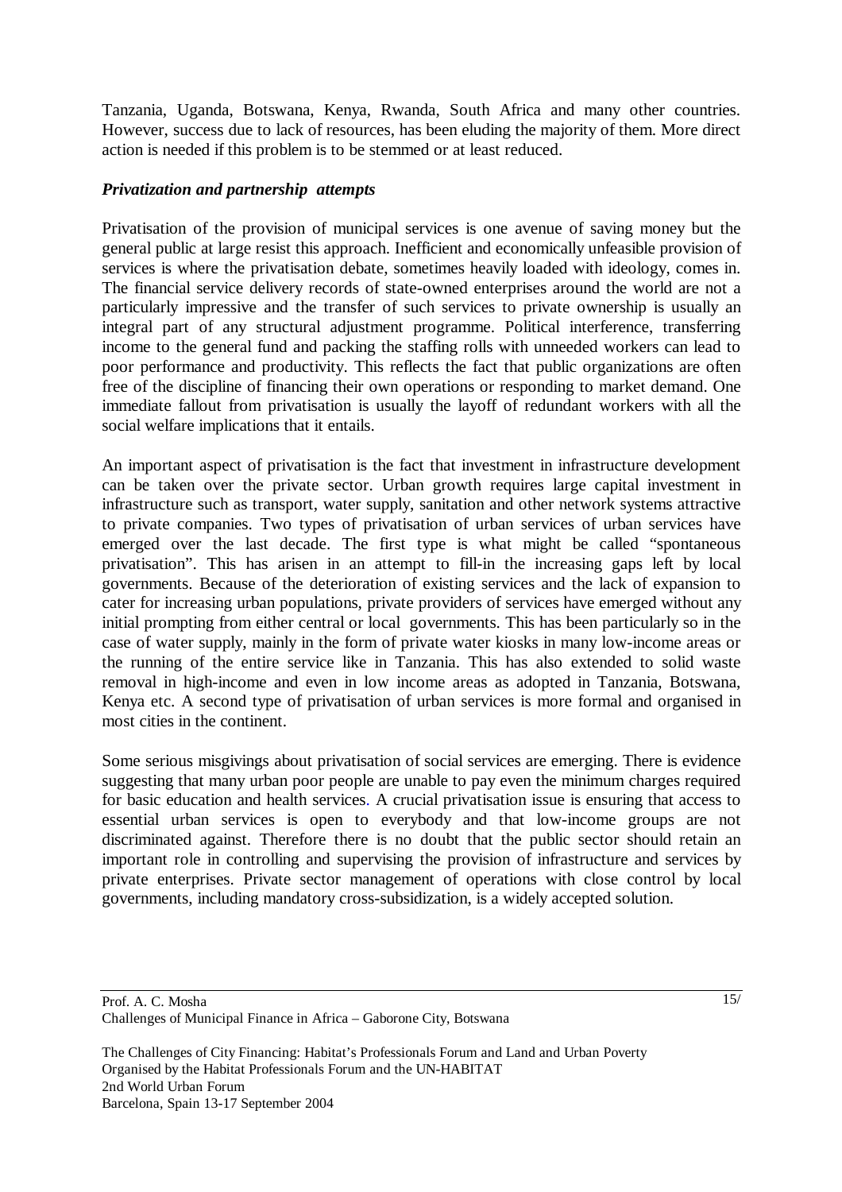Tanzania, Uganda, Botswana, Kenya, Rwanda, South Africa and many other countries. However, success due to lack of resources, has been eluding the majority of them. More direct action is needed if this problem is to be stemmed or at least reduced.

***Privatization and partnership attempts***

Privatisation of the provision of municipal services is one avenue of saving money but the general public at large resist this approach. Inefficient and economically unfeasible provision of services is where the privatisation debate, sometimes heavily loaded with ideology, comes in. The financial service delivery records of state-owned enterprises around the world are not a particularly impressive and the transfer of such services to private ownership is usually an integral part of any structural adjustment programme. Political interference, transferring income to the general fund and packing the staffing rolls with unneeded workers can lead to poor performance and productivity. This reflects the fact that public organizations are often free of the discipline of financing their own operations or responding to market demand. One immediate fallout from privatisation is usually the layoff of redundant workers with all the social welfare implications that it entails.

An important aspect of privatisation is the fact that investment in infrastructure development can be taken over the private sector. Urban growth requires large capital investment in infrastructure such as transport, water supply, sanitation and other network systems attractive to private companies. Two types of privatisation of urban services of urban services have emerged over the last decade. The first type is what might be called "spontaneous privatisation". This has arisen in an attempt to fill-in the increasing gaps left by local governments. Because of the deterioration of existing services and the lack of expansion to cater for increasing urban populations, private providers of services have emerged without any initial prompting from either central or local governments. This has been particularly so in the case of water supply, mainly in the form of private water kiosks in many low-income areas or the running of the entire service like in Tanzania. This has also extended to solid waste removal in high-income and even in low income areas as adopted in Tanzania, Botswana, Kenya etc. A second type of privatisation of urban services is more formal and organised in most cities in the continent.

Some serious misgivings about privatisation of social services are emerging. There is evidence suggesting that many urban poor people are unable to pay even the minimum charges required for basic education and health services. A crucial privatisation issue is ensuring that access to essential urban services is open to everybody and that low-income groups are not discriminated against. Therefore there is no doubt that the public sector should retain an important role in controlling and supervising the provision of infrastructure and services by private enterprises. Private sector management of operations with close control by local governments, including mandatory cross-subsidization, is a widely accepted solution.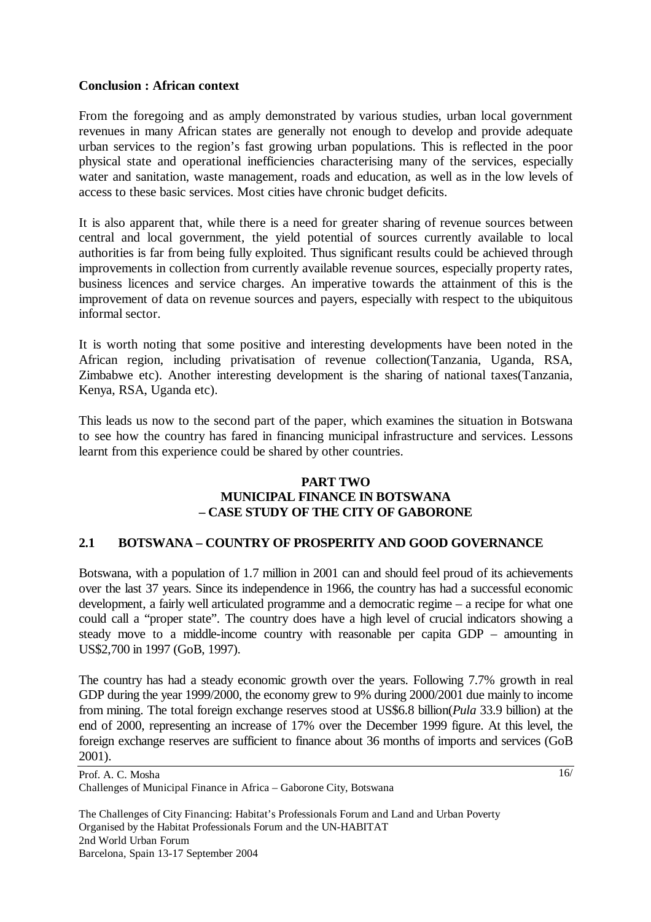**Conclusion : African context**

From the foregoing and as amply demonstrated by various studies, urban local government revenues in many African states are generally not enough to develop and provide adequate urban services to the region's fast growing urban populations. This is reflected in the poor physical state and operational inefficiencies characterising many of the services, especially water and sanitation, waste management, roads and education, as well as in the low levels of access to these basic services. Most cities have chronic budget deficits.

It is also apparent that, while there is a need for greater sharing of revenue sources between central and local government, the yield potential of sources currently available to local authorities is far from being fully exploited. Thus significant results could be achieved through improvements in collection from currently available revenue sources, especially property rates, business licences and service charges. An imperative towards the attainment of this is the improvement of data on revenue sources and payers, especially with respect to the ubiquitous informal sector.

It is worth noting that some positive and interesting developments have been noted in the African region, including privatisation of revenue collection(Tanzania, Uganda, RSA, Zimbabwe etc). Another interesting development is the sharing of national taxes(Tanzania, Kenya, RSA, Uganda etc).

This leads us now to the second part of the paper, which examines the situation in Botswana to see how the country has fared in financing municipal infrastructure and services. Lessons learnt from this experience could be shared by other countries.

# PART TWO
# MUNICIPAL FINANCE IN BOTSWANA – CASE STUDY OF THE CITY OF GABORONE

## 2.1 BOTSWANA – COUNTRY OF PROSPERITY AND GOOD GOVERNANCE

Botswana, with a population of 1.7 million in 2001 can and should feel proud of its achievements over the last 37 years. Since its independence in 1966, the country has had a successful economic development, a fairly well articulated programme and a democratic regime – a recipe for what one could call a "proper state". The country does have a high level of crucial indicators showing a steady move to a middle-income country with reasonable per capita GDP – amounting in US$2,700 in 1997 (GoB, 1997).

The country has had a steady economic growth over the years. Following 7.7% growth in real GDP during the year 1999/2000, the economy grew to 9% during 2000/2001 due mainly to income from mining. The total foreign exchange reserves stood at US$6.8 billion(*Pula* 33.9 billion) at the end of 2000, representing an increase of 17% over the December 1999 figure. At this level, the foreign exchange reserves are sufficient to finance about 36 months of imports and services (GoB 2001).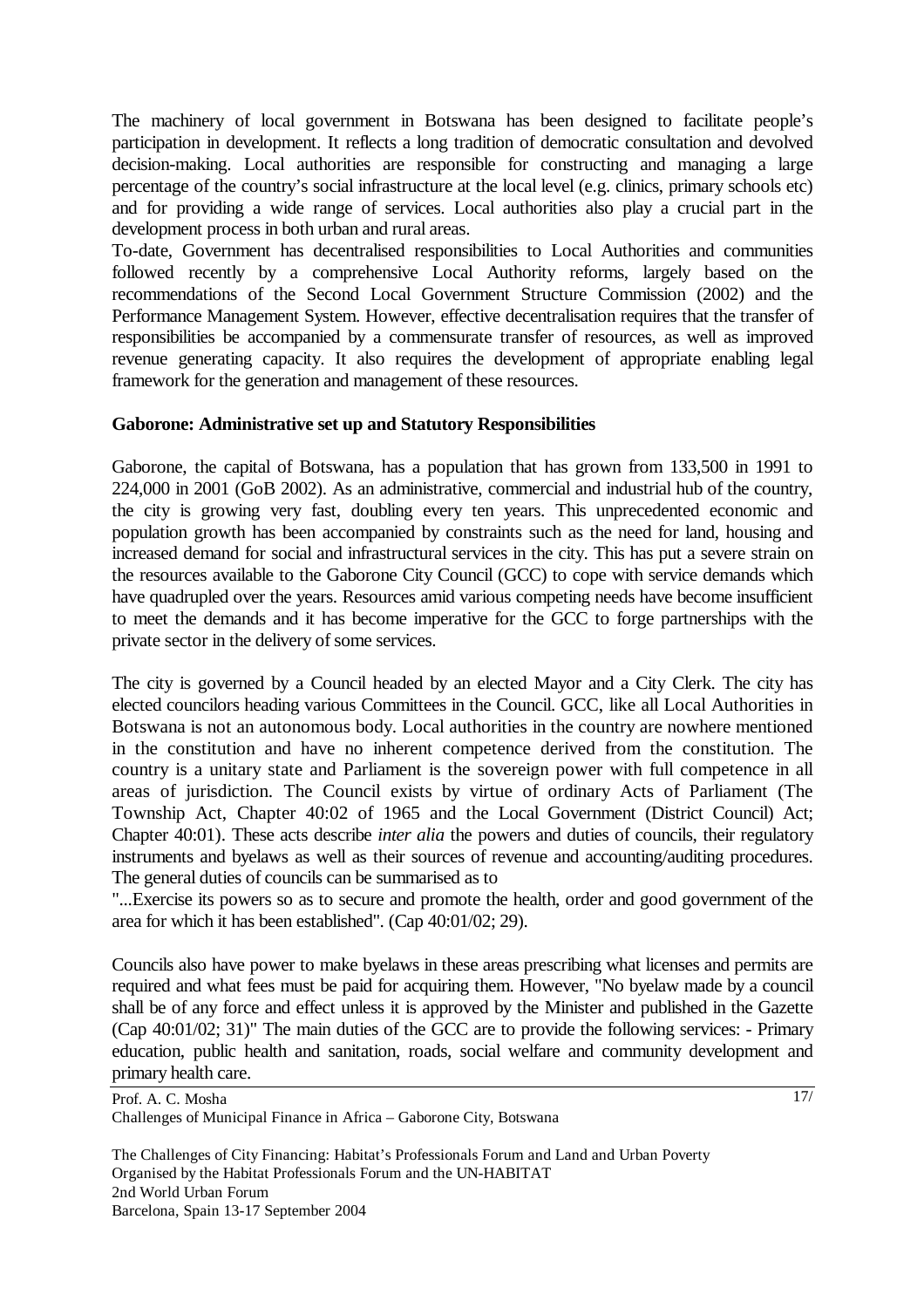The machinery of local government in Botswana has been designed to facilitate people's participation in development. It reflects a long tradition of democratic consultation and devolved decision-making. Local authorities are responsible for constructing and managing a large percentage of the country's social infrastructure at the local level (e.g. clinics, primary schools etc) and for providing a wide range of services. Local authorities also play a crucial part in the development process in both urban and rural areas.

To-date, Government has decentralised responsibilities to Local Authorities and communities followed recently by a comprehensive Local Authority reforms, largely based on the recommendations of the Second Local Government Structure Commission (2002) and the Performance Management System. However, effective decentralisation requires that the transfer of responsibilities be accompanied by a commensurate transfer of resources, as well as improved revenue generating capacity. It also requires the development of appropriate enabling legal framework for the generation and management of these resources.

**Gaborone: Administrative set up and Statutory Responsibilities**

Gaborone, the capital of Botswana, has a population that has grown from 133,500 in 1991 to 224,000 in 2001 (GoB 2002). As an administrative, commercial and industrial hub of the country, the city is growing very fast, doubling every ten years. This unprecedented economic and population growth has been accompanied by constraints such as the need for land, housing and increased demand for social and infrastructural services in the city. This has put a severe strain on the resources available to the Gaborone City Council (GCC) to cope with service demands which have quadrupled over the years. Resources amid various competing needs have become insufficient to meet the demands and it has become imperative for the GCC to forge partnerships with the private sector in the delivery of some services.

The city is governed by a Council headed by an elected Mayor and a City Clerk. The city has elected councilors heading various Committees in the Council. GCC, like all Local Authorities in Botswana is not an autonomous body. Local authorities in the country are nowhere mentioned in the constitution and have no inherent competence derived from the constitution. The country is a unitary state and Parliament is the sovereign power with full competence in all areas of jurisdiction. The Council exists by virtue of ordinary Acts of Parliament (The Township Act, Chapter 40:02 of 1965 and the Local Government (District Council) Act; Chapter 40:01). These acts describe *inter alia* the powers and duties of councils, their regulatory instruments and byelaws as well as their sources of revenue and accounting/auditing procedures. The general duties of councils can be summarised as to

"...Exercise its powers so as to secure and promote the health, order and good government of the area for which it has been established". (Cap 40:01/02; 29).

Councils also have power to make byelaws in these areas prescribing what licenses and permits are required and what fees must be paid for acquiring them. However, "No byelaw made by a council shall be of any force and effect unless it is approved by the Minister and published in the Gazette (Cap 40:01/02; 31)" The main duties of the GCC are to provide the following services: - Primary education, public health and sanitation, roads, social welfare and community development and primary health care.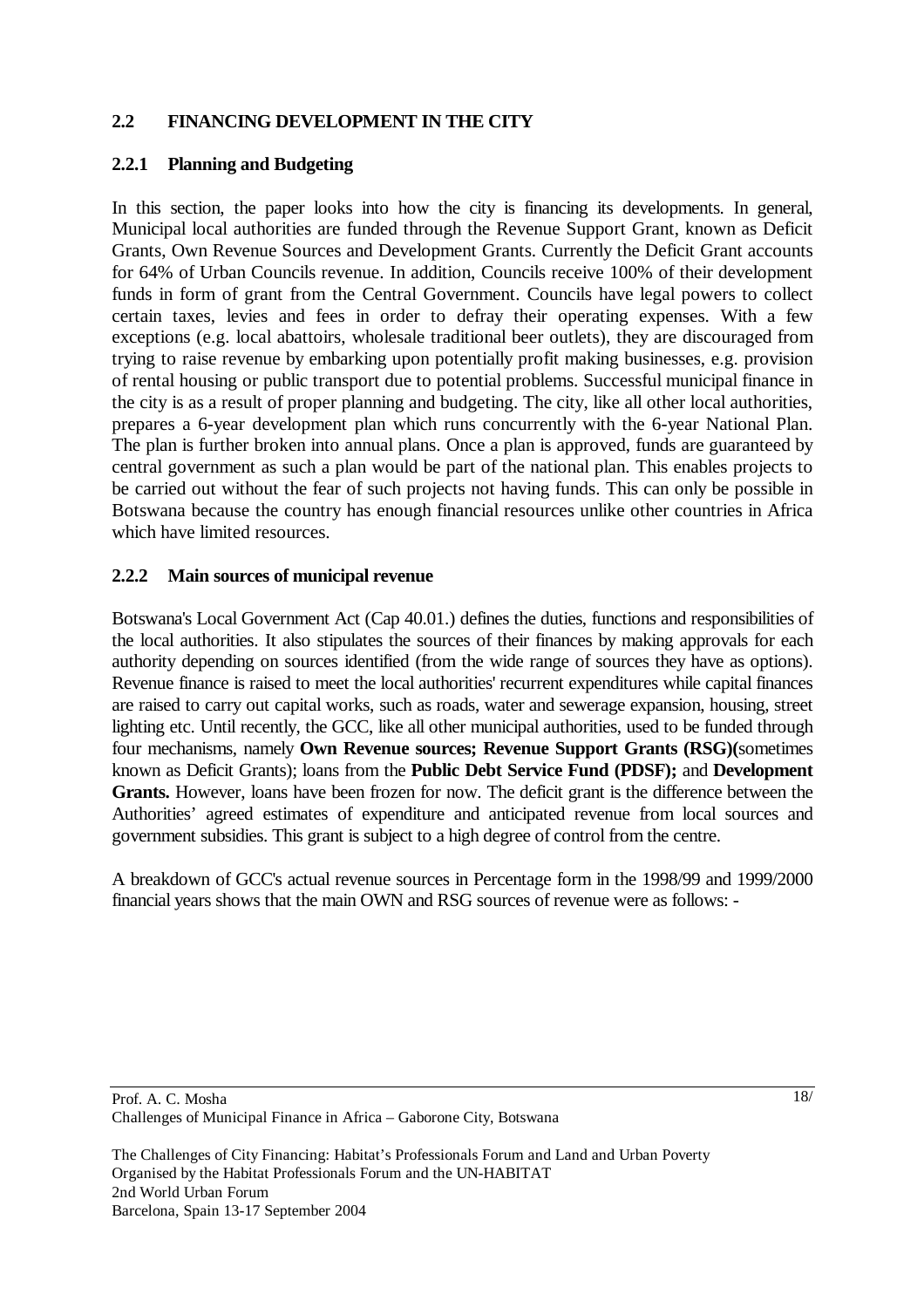## 2.2 FINANCING DEVELOPMENT IN THE CITY

### 2.2.1 Planning and Budgeting

In this section, the paper looks into how the city is financing its developments. In general, Municipal local authorities are funded through the Revenue Support Grant, known as Deficit Grants, Own Revenue Sources and Development Grants. Currently the Deficit Grant accounts for 64% of Urban Councils revenue. In addition, Councils receive 100% of their development funds in form of grant from the Central Government. Councils have legal powers to collect certain taxes, levies and fees in order to defray their operating expenses. With a few exceptions (e.g. local abattoirs, wholesale traditional beer outlets), they are discouraged from trying to raise revenue by embarking upon potentially profit making businesses, e.g. provision of rental housing or public transport due to potential problems. Successful municipal finance in the city is as a result of proper planning and budgeting. The city, like all other local authorities, prepares a 6-year development plan which runs concurrently with the 6-year National Plan. The plan is further broken into annual plans. Once a plan is approved, funds are guaranteed by central government as such a plan would be part of the national plan. This enables projects to be carried out without the fear of such projects not having funds. This can only be possible in Botswana because the country has enough financial resources unlike other countries in Africa which have limited resources.

### 2.2.2 Main sources of municipal revenue

Botswana's Local Government Act (Cap 40.01.) defines the duties, functions and responsibilities of the local authorities. It also stipulates the sources of their finances by making approvals for each authority depending on sources identified (from the wide range of sources they have as options). Revenue finance is raised to meet the local authorities' recurrent expenditures while capital finances are raised to carry out capital works, such as roads, water and sewerage expansion, housing, street lighting etc. Until recently, the GCC, like all other municipal authorities, used to be funded through four mechanisms, namely **Own Revenue sources; Revenue Support Grants (RSG)(**sometimes known as Deficit Grants); loans from the **Public Debt Service Fund (PDSF);** and **Development Grants.** However, loans have been frozen for now. The deficit grant is the difference between the Authorities' agreed estimates of expenditure and anticipated revenue from local sources and government subsidies. This grant is subject to a high degree of control from the centre.

A breakdown of GCC's actual revenue sources in Percentage form in the 1998/99 and 1999/2000 financial years shows that the main OWN and RSG sources of revenue were as follows: -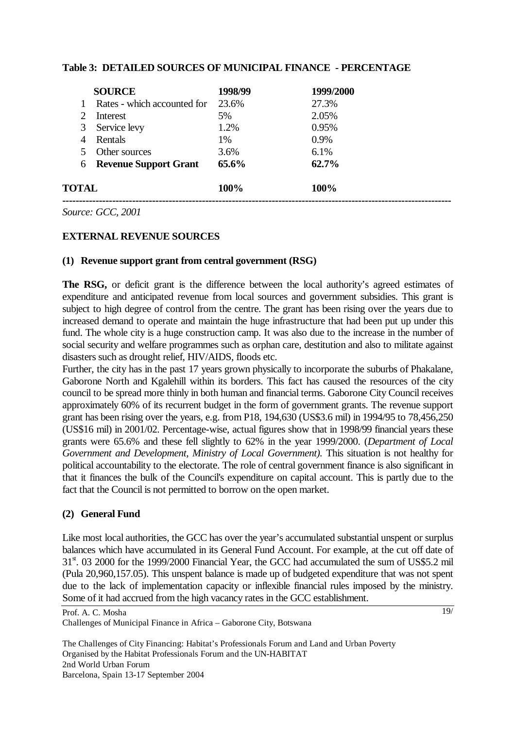**Table 3: DETAILED SOURCES OF MUNICIPAL FINANCE - PERCENTAGE**

| | SOURCE | 1998/99 | 1999/2000 |
|---|---|---|---|
| 1 | Rates - which accounted for | 23.6% | 27.3% |
| 2 | Interest | 5% | 2.05% |
| 3 | Service levy | 1.2% | 0.95% |
| 4 | Rentals | 1% | 0.9% |
| 5 | Other sources | 3.6% | 6.1% |
| 6 | **Revenue Support Grant** | **65.6%** | **62.7%** |
| **TOTAL** | | **100%** | **100%** |

*Source: GCC, 2001*

**EXTERNAL REVENUE SOURCES**

**(1) Revenue support grant from central government (RSG)**

**The RSG,** or deficit grant is the difference between the local authority's agreed estimates of expenditure and anticipated revenue from local sources and government subsidies. This grant is subject to high degree of control from the centre. The grant has been rising over the years due to increased demand to operate and maintain the huge infrastructure that had been put up under this fund. The whole city is a huge construction camp. It was also due to the increase in the number of social security and welfare programmes such as orphan care, destitution and also to militate against disasters such as drought relief, HIV/AIDS, floods etc.

Further, the city has in the past 17 years grown physically to incorporate the suburbs of Phakalane, Gaborone North and Kgalehill within its borders. This fact has caused the resources of the city council to be spread more thinly in both human and financial terms. Gaborone City Council receives approximately 60% of its recurrent budget in the form of government grants. The revenue support grant has been rising over the years, e.g. from P18, 194,630 (US$3.6 mil) in 1994/95 to 78,456,250 (US$16 mil) in 2001/02. Percentage-wise, actual figures show that in 1998/99 financial years these grants were 65.6% and these fell slightly to 62% in the year 1999/2000. (*Department of Local Government and Development, Ministry of Local Government).* This situation is not healthy for political accountability to the electorate. The role of central government finance is also significant in that it finances the bulk of the Council's expenditure on capital account. This is partly due to the fact that the Council is not permitted to borrow on the open market.

**(2) General Fund**

Like most local authorities, the GCC has over the year's accumulated substantial unspent or surplus balances which have accumulated in its General Fund Account. For example, at the cut off date of 31st. 03 2000 for the 1999/2000 Financial Year, the GCC had accumulated the sum of US$5.2 mil (Pula 20,960,157.05). This unspent balance is made up of budgeted expenditure that was not spent due to the lack of implementation capacity or inflexible financial rules imposed by the ministry. Some of it had accrued from the high vacancy rates in the GCC establishment.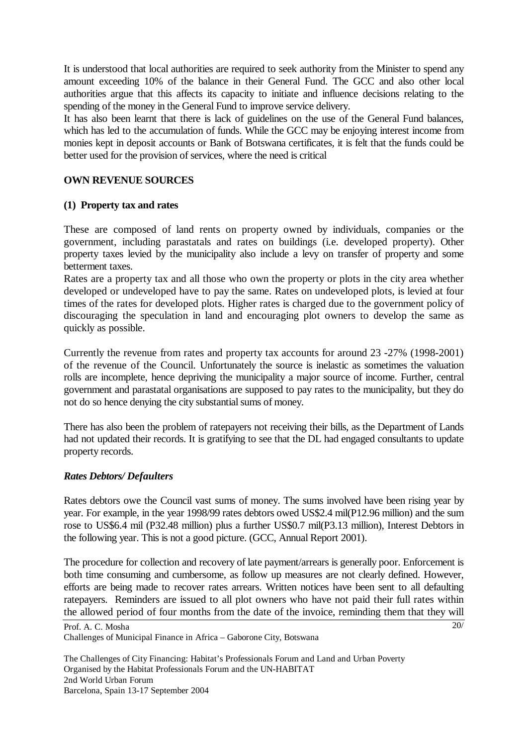It is understood that local authorities are required to seek authority from the Minister to spend any amount exceeding 10% of the balance in their General Fund. The GCC and also other local authorities argue that this affects its capacity to initiate and influence decisions relating to the spending of the money in the General Fund to improve service delivery.

It has also been learnt that there is lack of guidelines on the use of the General Fund balances, which has led to the accumulation of funds. While the GCC may be enjoying interest income from monies kept in deposit accounts or Bank of Botswana certificates, it is felt that the funds could be better used for the provision of services, where the need is critical

**OWN REVENUE SOURCES**

**(1) Property tax and rates**

These are composed of land rents on property owned by individuals, companies or the government, including parastatals and rates on buildings (i.e. developed property). Other property taxes levied by the municipality also include a levy on transfer of property and some betterment taxes.

Rates are a property tax and all those who own the property or plots in the city area whether developed or undeveloped have to pay the same. Rates on undeveloped plots, is levied at four times of the rates for developed plots. Higher rates is charged due to the government policy of discouraging the speculation in land and encouraging plot owners to develop the same as quickly as possible.

Currently the revenue from rates and property tax accounts for around 23 -27% (1998-2001) of the revenue of the Council. Unfortunately the source is inelastic as sometimes the valuation rolls are incomplete, hence depriving the municipality a major source of income. Further, central government and parastatal organisations are supposed to pay rates to the municipality, but they do not do so hence denying the city substantial sums of money.

There has also been the problem of ratepayers not receiving their bills, as the Department of Lands had not updated their records. It is gratifying to see that the DL had engaged consultants to update property records.

***Rates Debtors/ Defaulters***

Rates debtors owe the Council vast sums of money. The sums involved have been rising year by year. For example, in the year 1998/99 rates debtors owed US$2.4 mil(P12.96 million) and the sum rose to US$6.4 mil (P32.48 million) plus a further US$0.7 mil(P3.13 million), Interest Debtors in the following year. This is not a good picture. (GCC, Annual Report 2001).

The procedure for collection and recovery of late payment/arrears is generally poor. Enforcement is both time consuming and cumbersome, as follow up measures are not clearly defined. However, efforts are being made to recover rates arrears. Written notices have been sent to all defaulting ratepayers. Reminders are issued to all plot owners who have not paid their full rates within the allowed period of four months from the date of the invoice, reminding them that they will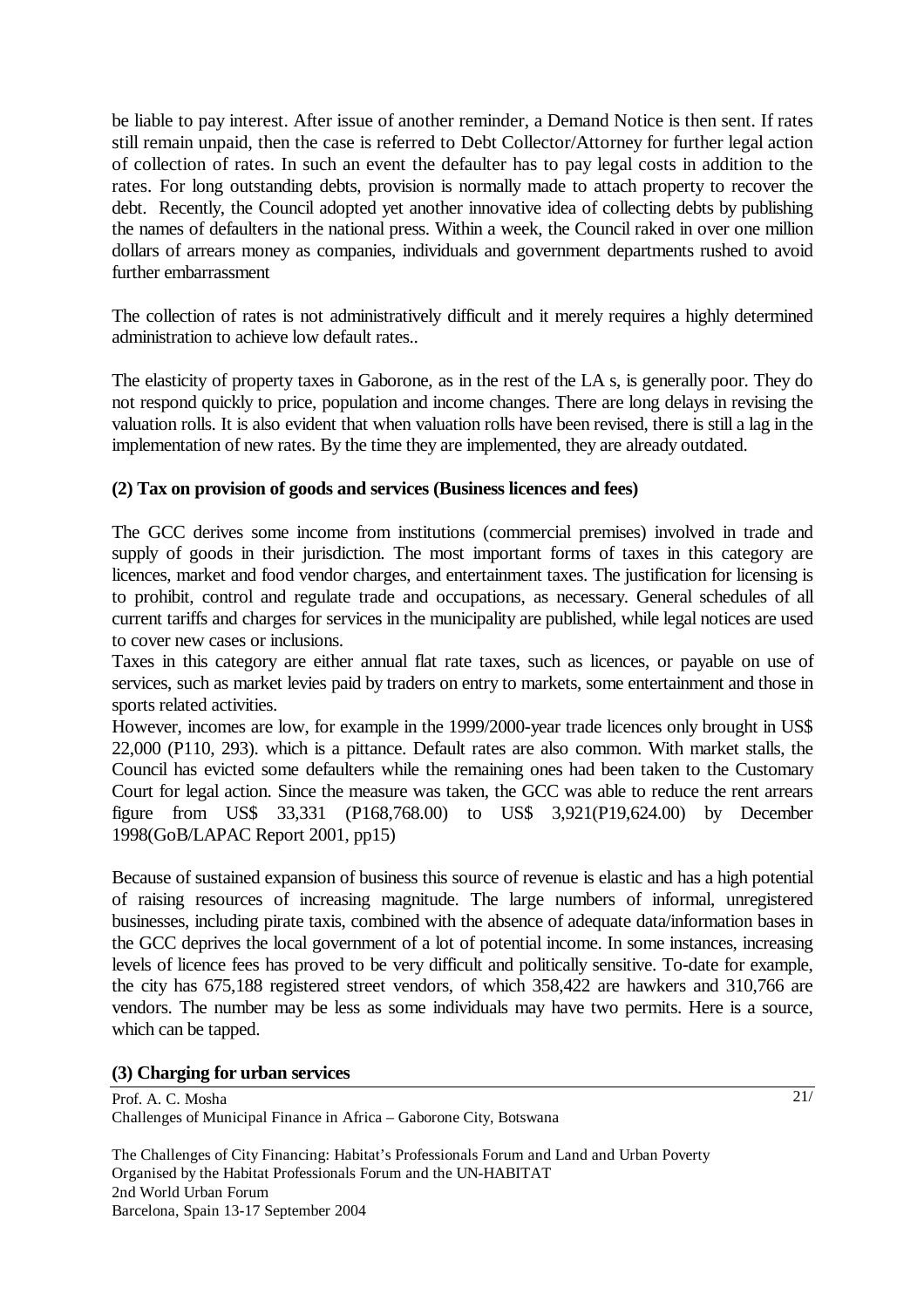be liable to pay interest. After issue of another reminder, a Demand Notice is then sent. If rates still remain unpaid, then the case is referred to Debt Collector/Attorney for further legal action of collection of rates. In such an event the defaulter has to pay legal costs in addition to the rates. For long outstanding debts, provision is normally made to attach property to recover the debt. Recently, the Council adopted yet another innovative idea of collecting debts by publishing the names of defaulters in the national press. Within a week, the Council raked in over one million dollars of arrears money as companies, individuals and government departments rushed to avoid further embarrassment

The collection of rates is not administratively difficult and it merely requires a highly determined administration to achieve low default rates..

The elasticity of property taxes in Gaborone, as in the rest of the LA s, is generally poor. They do not respond quickly to price, population and income changes. There are long delays in revising the valuation rolls. It is also evident that when valuation rolls have been revised, there is still a lag in the implementation of new rates. By the time they are implemented, they are already outdated.

**(2) Tax on provision of goods and services (Business licences and fees)**

The GCC derives some income from institutions (commercial premises) involved in trade and supply of goods in their jurisdiction. The most important forms of taxes in this category are licences, market and food vendor charges, and entertainment taxes. The justification for licensing is to prohibit, control and regulate trade and occupations, as necessary. General schedules of all current tariffs and charges for services in the municipality are published, while legal notices are used to cover new cases or inclusions.

Taxes in this category are either annual flat rate taxes, such as licences, or payable on use of services, such as market levies paid by traders on entry to markets, some entertainment and those in sports related activities.

However, incomes are low, for example in the 1999/2000-year trade licences only brought in US$ 22,000 (P110, 293). which is a pittance. Default rates are also common. With market stalls, the Council has evicted some defaulters while the remaining ones had been taken to the Customary Court for legal action. Since the measure was taken, the GCC was able to reduce the rent arrears figure from US$ 33,331 (P168,768.00) to US$ 3,921(P19,624.00) by December 1998(GoB/LAPAC Report 2001, pp15)

Because of sustained expansion of business this source of revenue is elastic and has a high potential of raising resources of increasing magnitude. The large numbers of informal, unregistered businesses, including pirate taxis, combined with the absence of adequate data/information bases in the GCC deprives the local government of a lot of potential income. In some instances, increasing levels of licence fees has proved to be very difficult and politically sensitive. To-date for example, the city has 675,188 registered street vendors, of which 358,422 are hawkers and 310,766 are vendors. The number may be less as some individuals may have two permits. Here is a source, which can be tapped.

**(3) Charging for urban services**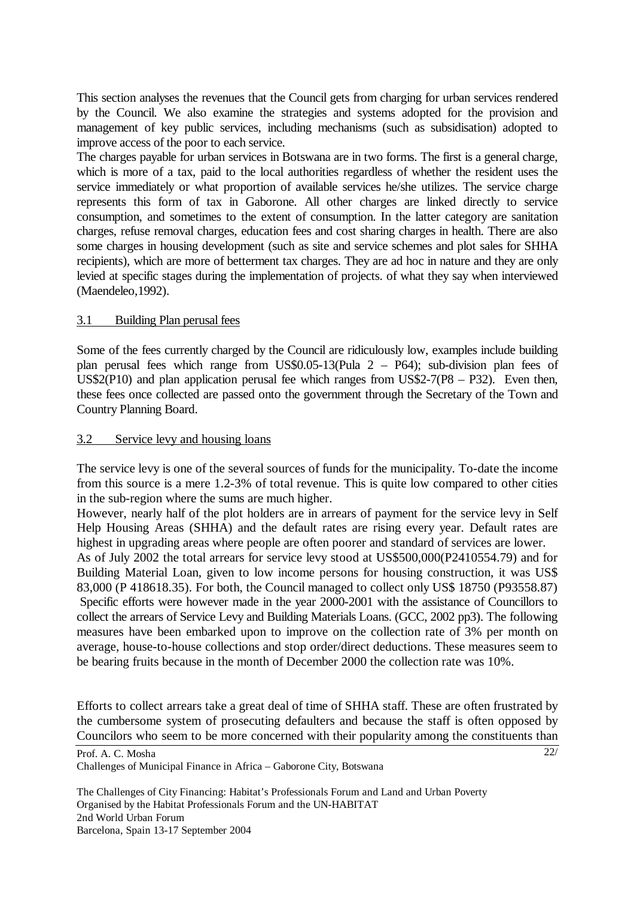This section analyses the revenues that the Council gets from charging for urban services rendered by the Council. We also examine the strategies and systems adopted for the provision and management of key public services, including mechanisms (such as subsidisation) adopted to improve access of the poor to each service.

The charges payable for urban services in Botswana are in two forms. The first is a general charge, which is more of a tax, paid to the local authorities regardless of whether the resident uses the service immediately or what proportion of available services he/she utilizes. The service charge represents this form of tax in Gaborone. All other charges are linked directly to service consumption, and sometimes to the extent of consumption. In the latter category are sanitation charges, refuse removal charges, education fees and cost sharing charges in health. There are also some charges in housing development (such as site and service schemes and plot sales for SHHA recipients), which are more of betterment tax charges. They are ad hoc in nature and they are only levied at specific stages during the implementation of projects. of what they say when interviewed (Maendeleo,1992).

## 3.1 Building Plan perusal fees

Some of the fees currently charged by the Council are ridiculously low, examples include building plan perusal fees which range from US$0.05-13(Pula 2 – P64); sub-division plan fees of US$2(P10) and plan application perusal fee which ranges from US$2-7(P8 – P32). Even then, these fees once collected are passed onto the government through the Secretary of the Town and Country Planning Board.

## 3.2 Service levy and housing loans

The service levy is one of the several sources of funds for the municipality. To-date the income from this source is a mere 1.2-3% of total revenue. This is quite low compared to other cities in the sub-region where the sums are much higher.

However, nearly half of the plot holders are in arrears of payment for the service levy in Self Help Housing Areas (SHHA) and the default rates are rising every year. Default rates are highest in upgrading areas where people are often poorer and standard of services are lower.

As of July 2002 the total arrears for service levy stood at US$500,000(P2410554.79) and for Building Material Loan, given to low income persons for housing construction, it was US$ 83,000 (P 418618.35). For both, the Council managed to collect only US$ 18750 (P93558.87) Specific efforts were however made in the year 2000-2001 with the assistance of Councillors to collect the arrears of Service Levy and Building Materials Loans. (GCC, 2002 pp3). The following measures have been embarked upon to improve on the collection rate of 3% per month on average, house-to-house collections and stop order/direct deductions. These measures seem to be bearing fruits because in the month of December 2000 the collection rate was 10%.

Efforts to collect arrears take a great deal of time of SHHA staff. These are often frustrated by the cumbersome system of prosecuting defaulters and because the staff is often opposed by Councilors who seem to be more concerned with their popularity among the constituents than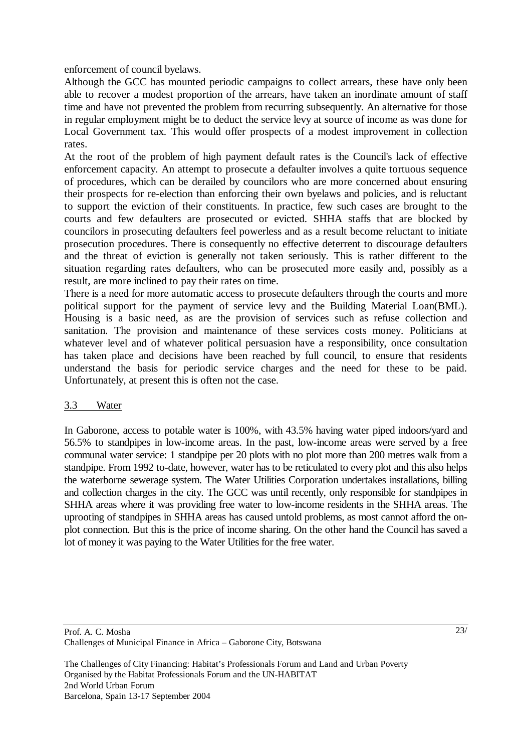enforcement of council byelaws.

Although the GCC has mounted periodic campaigns to collect arrears, these have only been able to recover a modest proportion of the arrears, have taken an inordinate amount of staff time and have not prevented the problem from recurring subsequently. An alternative for those in regular employment might be to deduct the service levy at source of income as was done for Local Government tax. This would offer prospects of a modest improvement in collection rates.

At the root of the problem of high payment default rates is the Council's lack of effective enforcement capacity. An attempt to prosecute a defaulter involves a quite tortuous sequence of procedures, which can be derailed by councilors who are more concerned about ensuring their prospects for re-election than enforcing their own byelaws and policies, and is reluctant to support the eviction of their constituents. In practice, few such cases are brought to the courts and few defaulters are prosecuted or evicted. SHHA staffs that are blocked by councilors in prosecuting defaulters feel powerless and as a result become reluctant to initiate prosecution procedures. There is consequently no effective deterrent to discourage defaulters and the threat of eviction is generally not taken seriously. This is rather different to the situation regarding rates defaulters, who can be prosecuted more easily and, possibly as a result, are more inclined to pay their rates on time.

There is a need for more automatic access to prosecute defaulters through the courts and more political support for the payment of service levy and the Building Material Loan(BML). Housing is a basic need, as are the provision of services such as refuse collection and sanitation. The provision and maintenance of these services costs money. Politicians at whatever level and of whatever political persuasion have a responsibility, once consultation has taken place and decisions have been reached by full council, to ensure that residents understand the basis for periodic service charges and the need for these to be paid. Unfortunately, at present this is often not the case.

### 3.3 Water

In Gaborone, access to potable water is 100%, with 43.5% having water piped indoors/yard and 56.5% to standpipes in low-income areas. In the past, low-income areas were served by a free communal water service: 1 standpipe per 20 plots with no plot more than 200 metres walk from a standpipe. From 1992 to-date, however, water has to be reticulated to every plot and this also helps the waterborne sewerage system. The Water Utilities Corporation undertakes installations, billing and collection charges in the city. The GCC was until recently, only responsible for standpipes in SHHA areas where it was providing free water to low-income residents in the SHHA areas. The uprooting of standpipes in SHHA areas has caused untold problems, as most cannot afford the on-plot connection. But this is the price of income sharing. On the other hand the Council has saved a lot of money it was paying to the Water Utilities for the free water.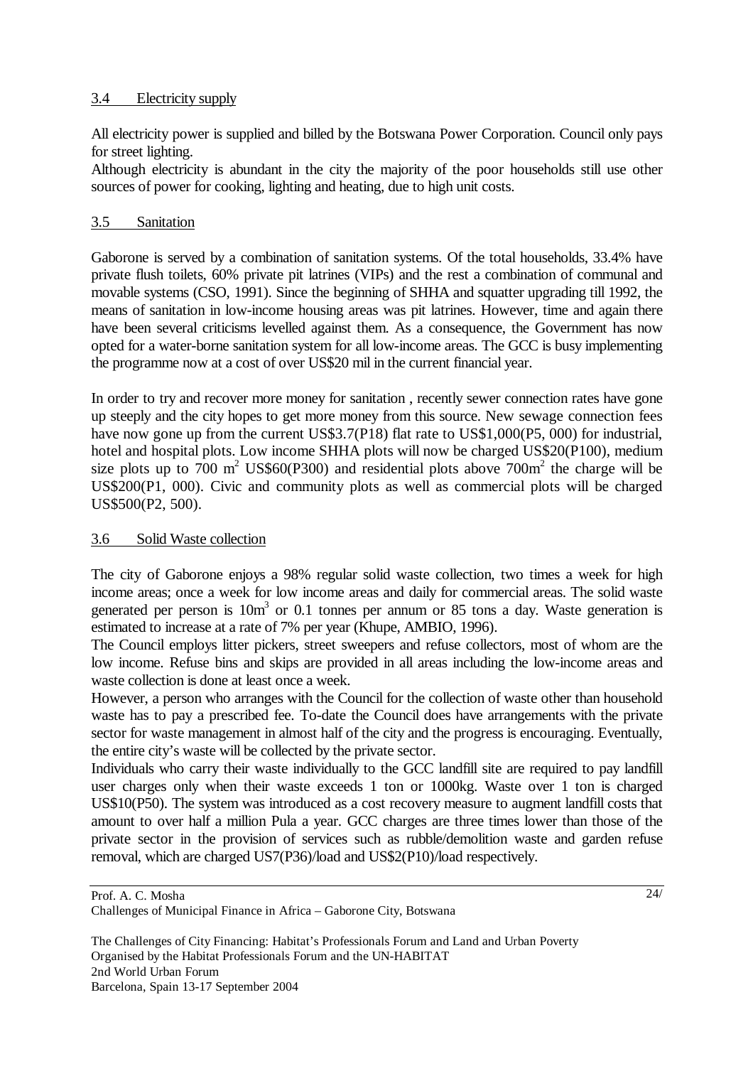### 3.4 Electricity supply

All electricity power is supplied and billed by the Botswana Power Corporation. Council only pays for street lighting.

Although electricity is abundant in the city the majority of the poor households still use other sources of power for cooking, lighting and heating, due to high unit costs.

### 3.5 Sanitation

Gaborone is served by a combination of sanitation systems. Of the total households, 33.4% have private flush toilets, 60% private pit latrines (VIPs) and the rest a combination of communal and movable systems (CSO, 1991). Since the beginning of SHHA and squatter upgrading till 1992, the means of sanitation in low-income housing areas was pit latrines. However, time and again there have been several criticisms levelled against them. As a consequence, the Government has now opted for a water-borne sanitation system for all low-income areas. The GCC is busy implementing the programme now at a cost of over US$20 mil in the current financial year.

In order to try and recover more money for sanitation , recently sewer connection rates have gone up steeply and the city hopes to get more money from this source. New sewage connection fees have now gone up from the current US$3.7(P18) flat rate to US$1,000(P5, 000) for industrial, hotel and hospital plots. Low income SHHA plots will now be charged US$20(P100), medium size plots up to 700 $m^2$ US$60(P300) and residential plots above 700$m^2$ the charge will be US$200(P1, 000). Civic and community plots as well as commercial plots will be charged US$500(P2, 500).

### 3.6 Solid Waste collection

The city of Gaborone enjoys a 98% regular solid waste collection, two times a week for high income areas; once a week for low income areas and daily for commercial areas. The solid waste generated per person is 10$m^3$ or 0.1 tonnes per annum or 85 tons a day. Waste generation is estimated to increase at a rate of 7% per year (Khupe, AMBIO, 1996).

The Council employs litter pickers, street sweepers and refuse collectors, most of whom are the low income. Refuse bins and skips are provided in all areas including the low-income areas and waste collection is done at least once a week.

However, a person who arranges with the Council for the collection of waste other than household waste has to pay a prescribed fee. To-date the Council does have arrangements with the private sector for waste management in almost half of the city and the progress is encouraging. Eventually, the entire city's waste will be collected by the private sector.

Individuals who carry their waste individually to the GCC landfill site are required to pay landfill user charges only when their waste exceeds 1 ton or 1000kg. Waste over 1 ton is charged US$10(P50). The system was introduced as a cost recovery measure to augment landfill costs that amount to over half a million Pula a year. GCC charges are three times lower than those of the private sector in the provision of services such as rubble/demolition waste and garden refuse removal, which are charged US7(P36)/load and US$2(P10)/load respectively.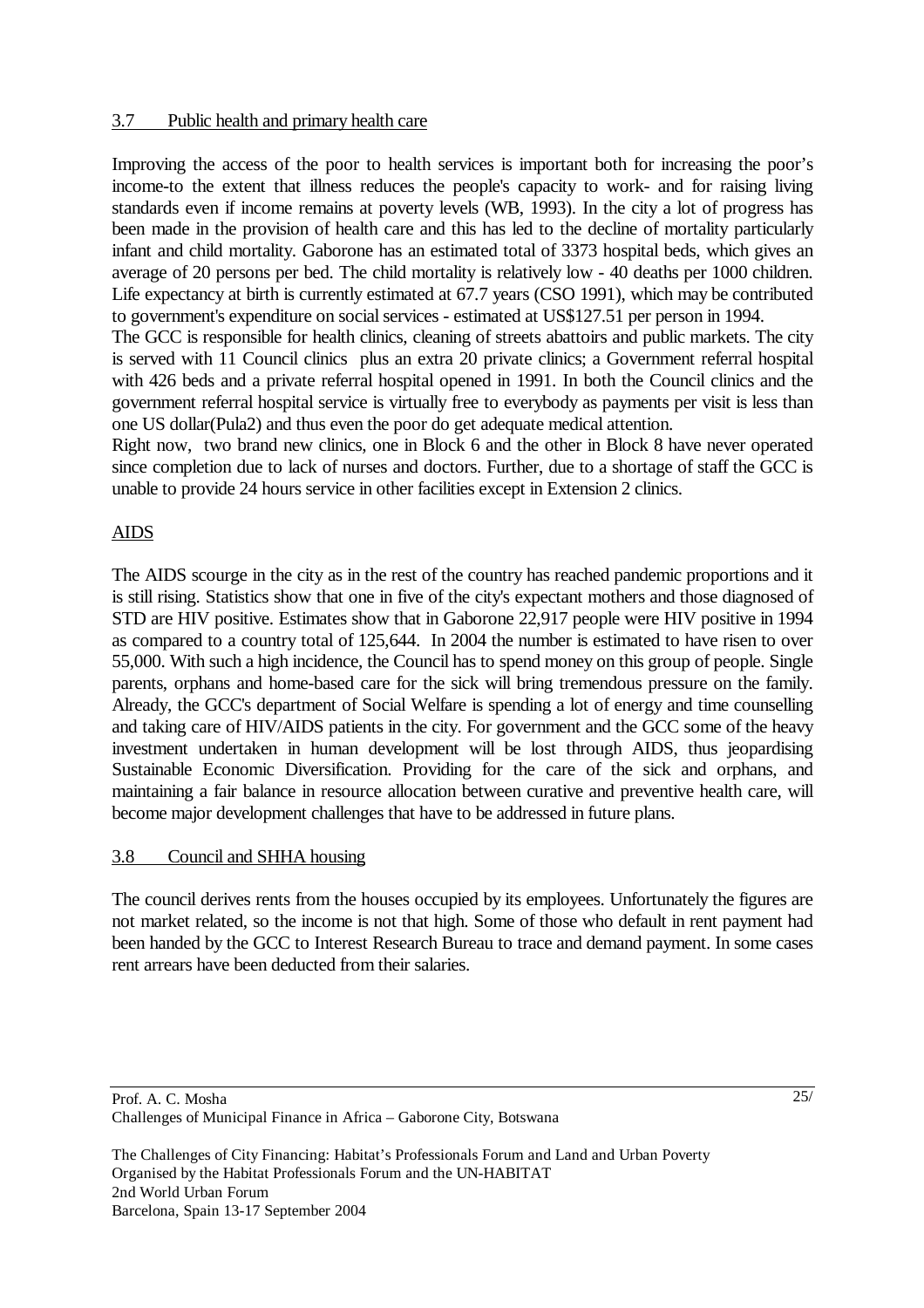## 3.7 Public health and primary health care

Improving the access of the poor to health services is important both for increasing the poor's income-to the extent that illness reduces the people's capacity to work- and for raising living standards even if income remains at poverty levels (WB, 1993). In the city a lot of progress has been made in the provision of health care and this has led to the decline of mortality particularly infant and child mortality. Gaborone has an estimated total of 3373 hospital beds, which gives an average of 20 persons per bed. The child mortality is relatively low - 40 deaths per 1000 children. Life expectancy at birth is currently estimated at 67.7 years (CSO 1991), which may be contributed to government's expenditure on social services - estimated at US$127.51 per person in 1994.

The GCC is responsible for health clinics, cleaning of streets abattoirs and public markets. The city is served with 11 Council clinics plus an extra 20 private clinics; a Government referral hospital with 426 beds and a private referral hospital opened in 1991. In both the Council clinics and the government referral hospital service is virtually free to everybody as payments per visit is less than one US dollar(Pula2) and thus even the poor do get adequate medical attention.

Right now, two brand new clinics, one in Block 6 and the other in Block 8 have never operated since completion due to lack of nurses and doctors. Further, due to a shortage of staff the GCC is unable to provide 24 hours service in other facilities except in Extension 2 clinics.

### AIDS

The AIDS scourge in the city as in the rest of the country has reached pandemic proportions and it is still rising. Statistics show that one in five of the city's expectant mothers and those diagnosed of STD are HIV positive. Estimates show that in Gaborone 22,917 people were HIV positive in 1994 as compared to a country total of 125,644. In 2004 the number is estimated to have risen to over 55,000. With such a high incidence, the Council has to spend money on this group of people. Single parents, orphans and home-based care for the sick will bring tremendous pressure on the family. Already, the GCC's department of Social Welfare is spending a lot of energy and time counselling and taking care of HIV/AIDS patients in the city. For government and the GCC some of the heavy investment undertaken in human development will be lost through AIDS, thus jeopardising Sustainable Economic Diversification. Providing for the care of the sick and orphans, and maintaining a fair balance in resource allocation between curative and preventive health care, will become major development challenges that have to be addressed in future plans.

## 3.8 Council and SHHA housing

The council derives rents from the houses occupied by its employees. Unfortunately the figures are not market related, so the income is not that high. Some of those who default in rent payment had been handed by the GCC to Interest Research Bureau to trace and demand payment. In some cases rent arrears have been deducted from their salaries.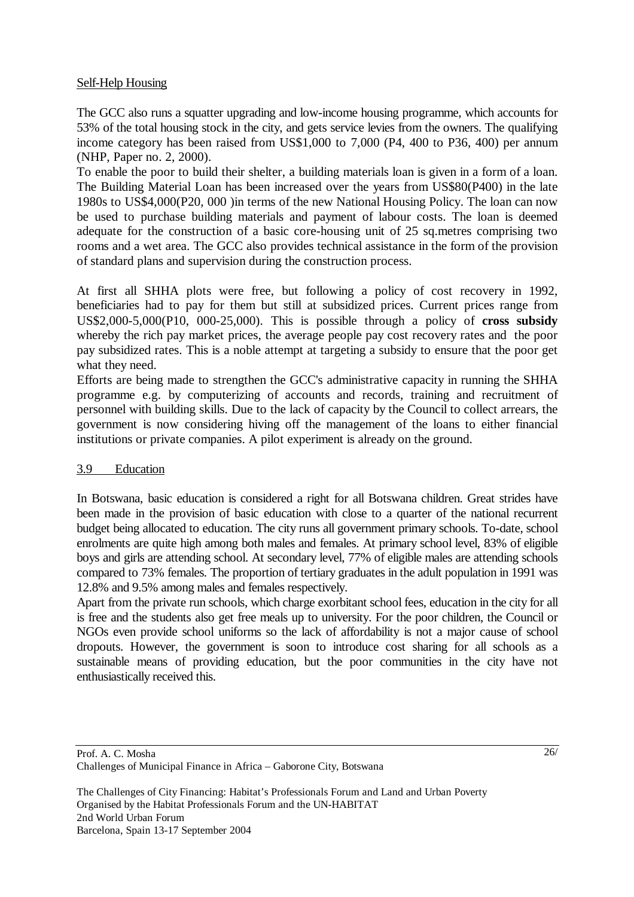Self-Help Housing

The GCC also runs a squatter upgrading and low-income housing programme, which accounts for 53% of the total housing stock in the city, and gets service levies from the owners. The qualifying income category has been raised from US$1,000 to 7,000 (P4, 400 to P36, 400) per annum (NHP, Paper no. 2, 2000).

To enable the poor to build their shelter, a building materials loan is given in a form of a loan. The Building Material Loan has been increased over the years from US$80(P400) in the late 1980s to US$4,000(P20, 000 )in terms of the new National Housing Policy. The loan can now be used to purchase building materials and payment of labour costs. The loan is deemed adequate for the construction of a basic core-housing unit of 25 sq.metres comprising two rooms and a wet area. The GCC also provides technical assistance in the form of the provision of standard plans and supervision during the construction process.

At first all SHHA plots were free, but following a policy of cost recovery in 1992, beneficiaries had to pay for them but still at subsidized prices. Current prices range from US$2,000-5,000(P10, 000-25,000). This is possible through a policy of **cross subsidy** whereby the rich pay market prices, the average people pay cost recovery rates and the poor pay subsidized rates. This is a noble attempt at targeting a subsidy to ensure that the poor get what they need.

Efforts are being made to strengthen the GCC's administrative capacity in running the SHHA programme e.g. by computerizing of accounts and records, training and recruitment of personnel with building skills. Due to the lack of capacity by the Council to collect arrears, the government is now considering hiving off the management of the loans to either financial institutions or private companies. A pilot experiment is already on the ground.

## 3.9 Education

In Botswana, basic education is considered a right for all Botswana children. Great strides have been made in the provision of basic education with close to a quarter of the national recurrent budget being allocated to education. The city runs all government primary schools. To-date, school enrolments are quite high among both males and females. At primary school level, 83% of eligible boys and girls are attending school. At secondary level, 77% of eligible males are attending schools compared to 73% females. The proportion of tertiary graduates in the adult population in 1991 was 12.8% and 9.5% among males and females respectively.

Apart from the private run schools, which charge exorbitant school fees, education in the city for all is free and the students also get free meals up to university. For the poor children, the Council or NGOs even provide school uniforms so the lack of affordability is not a major cause of school dropouts. However, the government is soon to introduce cost sharing for all schools as a sustainable means of providing education, but the poor communities in the city have not enthusiastically received this.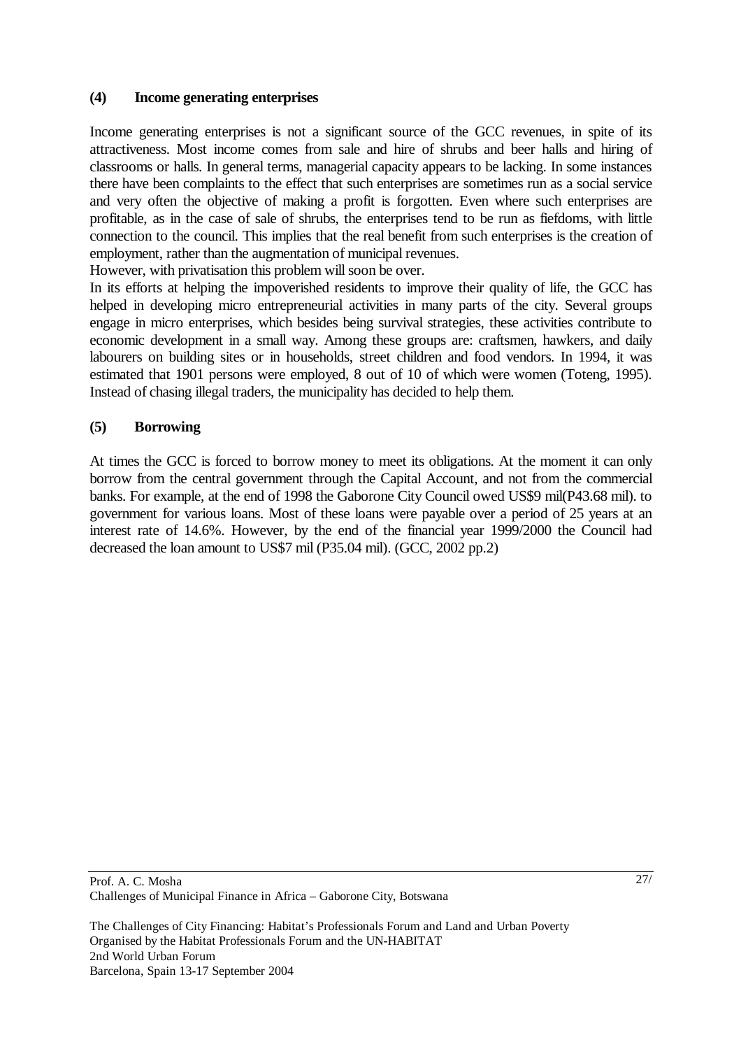**(4) Income generating enterprises**

Income generating enterprises is not a significant source of the GCC revenues, in spite of its attractiveness. Most income comes from sale and hire of shrubs and beer halls and hiring of classrooms or halls. In general terms, managerial capacity appears to be lacking. In some instances there have been complaints to the effect that such enterprises are sometimes run as a social service and very often the objective of making a profit is forgotten. Even where such enterprises are profitable, as in the case of sale of shrubs, the enterprises tend to be run as fiefdoms, with little connection to the council. This implies that the real benefit from such enterprises is the creation of employment, rather than the augmentation of municipal revenues.
However, with privatisation this problem will soon be over.
In its efforts at helping the impoverished residents to improve their quality of life, the GCC has helped in developing micro entrepreneurial activities in many parts of the city. Several groups engage in micro enterprises, which besides being survival strategies, these activities contribute to economic development in a small way. Among these groups are: craftsmen, hawkers, and daily labourers on building sites or in households, street children and food vendors. In 1994, it was estimated that 1901 persons were employed, 8 out of 10 of which were women (Toteng, 1995). Instead of chasing illegal traders, the municipality has decided to help them.

**(5) Borrowing**

At times the GCC is forced to borrow money to meet its obligations. At the moment it can only borrow from the central government through the Capital Account, and not from the commercial banks. For example, at the end of 1998 the Gaborone City Council owed US$9 mil(P43.68 mil). to government for various loans. Most of these loans were payable over a period of 25 years at an interest rate of 14.6%. However, by the end of the financial year 1999/2000 the Council had decreased the loan amount to US$7 mil (P35.04 mil). (GCC, 2002 pp.2)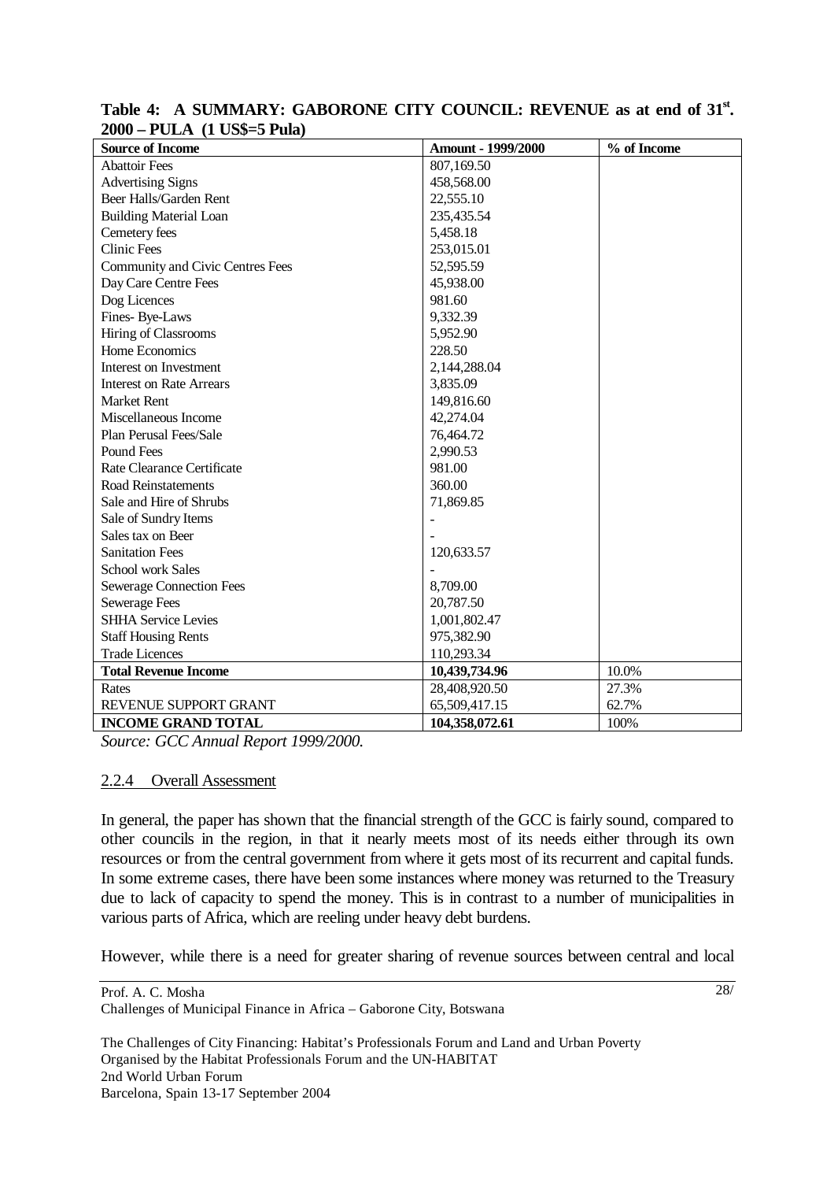**Table 4: A SUMMARY: GABORONE CITY COUNCIL: REVENUE as at end of 31st. 2000 – PULA (1 US$=5 Pula)**

| Source of Income | Amount - 1999/2000 | % of Income |
|---|---|---|
| Abattoir Fees | 807,169.50 | |
| Advertising Signs | 458,568.00 | |
| Beer Halls/Garden Rent | 22,555.10 | |
| Building Material Loan | 235,435.54 | |
| Cemetery fees | 5,458.18 | |
| Clinic Fees | 253,015.01 | |
| Community and Civic Centres Fees | 52,595.59 | |
| Day Care Centre Fees | 45,938.00 | |
| Dog Licences | 981.60 | |
| Fines- Bye-Laws | 9,332.39 | |
| Hiring of Classrooms | 5,952.90 | |
| Home Economics | 228.50 | |
| Interest on Investment | 2,144,288.04 | |
| Interest on Rate Arrears | 3,835.09 | |
| Market Rent | 149,816.60 | |
| Miscellaneous Income | 42,274.04 | |
| Plan Perusal Fees/Sale | 76,464.72 | |
| Pound Fees | 2,990.53 | |
| Rate Clearance Certificate | 981.00 | |
| Road Reinstatements | 360.00 | |
| Sale and Hire of Shrubs | 71,869.85 | |
| Sale of Sundry Items | - | |
| Sales tax on Beer | - | |
| Sanitation Fees | 120,633.57 | |
| School work Sales | - | |
| Sewerage Connection Fees | 8,709.00 | |
| Sewerage Fees | 20,787.50 | |
| SHHA Service Levies | 1,001,802.47 | |
| Staff Housing Rents | 975,382.90 | |
| Trade Licences | 110,293.34 | |
| **Total Revenue Income** | **10,439,734.96** | 10.0% |
| Rates | 28,408,920.50 | 27.3% |
| REVENUE SUPPORT GRANT | 65,509,417.15 | 62.7% |
| **INCOME GRAND TOTAL** | **104,358,072.61** | 100% |

*Source: GCC Annual Report 1999/2000.*

### 2.2.4 Overall Assessment

In general, the paper has shown that the financial strength of the GCC is fairly sound, compared to other councils in the region, in that it nearly meets most of its needs either through its own resources or from the central government from where it gets most of its recurrent and capital funds. In some extreme cases, there have been some instances where money was returned to the Treasury due to lack of capacity to spend the money. This is in contrast to a number of municipalities in various parts of Africa, which are reeling under heavy debt burdens.

However, while there is a need for greater sharing of revenue sources between central and local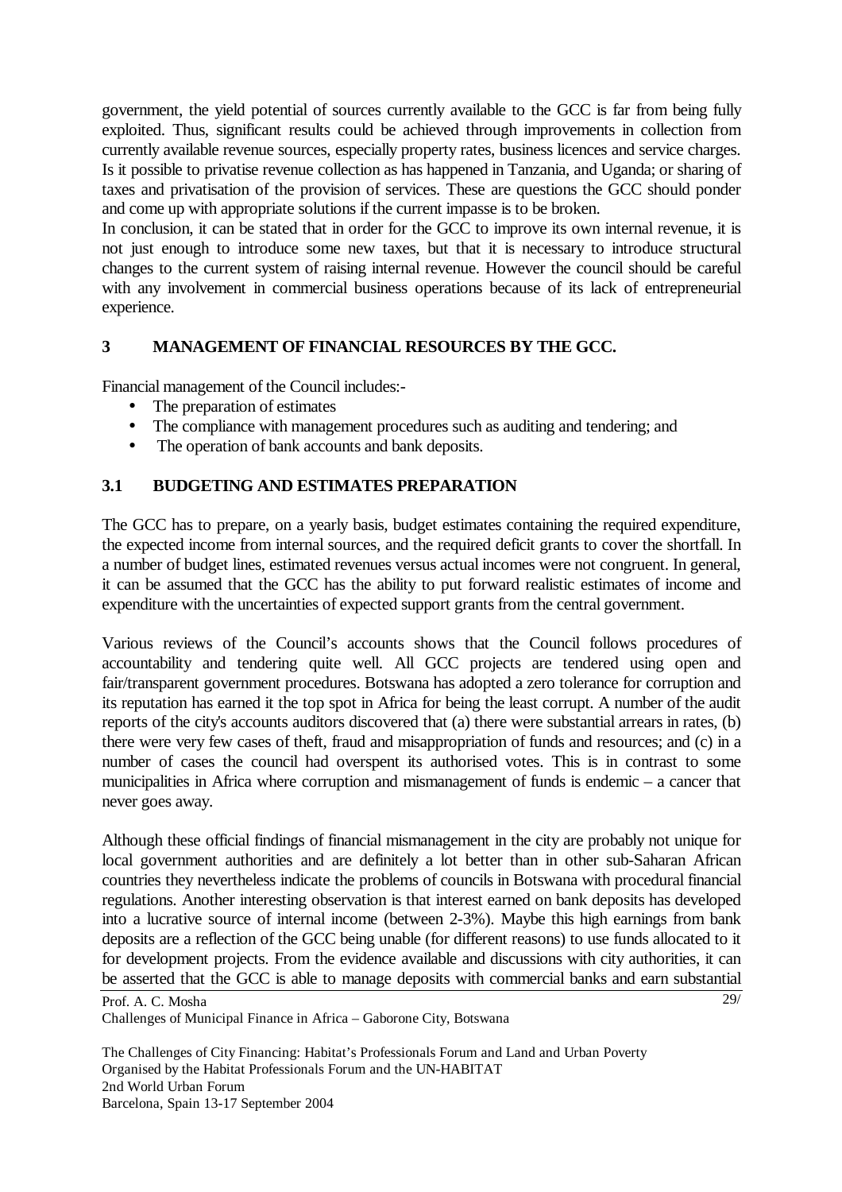government, the yield potential of sources currently available to the GCC is far from being fully exploited. Thus, significant results could be achieved through improvements in collection from currently available revenue sources, especially property rates, business licences and service charges. Is it possible to privatise revenue collection as has happened in Tanzania, and Uganda; or sharing of taxes and privatisation of the provision of services. These are questions the GCC should ponder and come up with appropriate solutions if the current impasse is to be broken.

In conclusion, it can be stated that in order for the GCC to improve its own internal revenue, it is not just enough to introduce some new taxes, but that it is necessary to introduce structural changes to the current system of raising internal revenue. However the council should be careful with any involvement in commercial business operations because of its lack of entrepreneurial experience.

## 3 MANAGEMENT OF FINANCIAL RESOURCES BY THE GCC.

Financial management of the Council includes:-

- The preparation of estimates
- The compliance with management procedures such as auditing and tendering; and
- The operation of bank accounts and bank deposits.

### 3.1 BUDGETING AND ESTIMATES PREPARATION

The GCC has to prepare, on a yearly basis, budget estimates containing the required expenditure, the expected income from internal sources, and the required deficit grants to cover the shortfall. In a number of budget lines, estimated revenues versus actual incomes were not congruent. In general, it can be assumed that the GCC has the ability to put forward realistic estimates of income and expenditure with the uncertainties of expected support grants from the central government.

Various reviews of the Council's accounts shows that the Council follows procedures of accountability and tendering quite well. All GCC projects are tendered using open and fair/transparent government procedures. Botswana has adopted a zero tolerance for corruption and its reputation has earned it the top spot in Africa for being the least corrupt. A number of the audit reports of the city's accounts auditors discovered that (a) there were substantial arrears in rates, (b) there were very few cases of theft, fraud and misappropriation of funds and resources; and (c) in a number of cases the council had overspent its authorised votes. This is in contrast to some municipalities in Africa where corruption and mismanagement of funds is endemic – a cancer that never goes away.

Although these official findings of financial mismanagement in the city are probably not unique for local government authorities and are definitely a lot better than in other sub-Saharan African countries they nevertheless indicate the problems of councils in Botswana with procedural financial regulations. Another interesting observation is that interest earned on bank deposits has developed into a lucrative source of internal income (between 2-3%). Maybe this high earnings from bank deposits are a reflection of the GCC being unable (for different reasons) to use funds allocated to it for development projects. From the evidence available and discussions with city authorities, it can be asserted that the GCC is able to manage deposits with commercial banks and earn substantial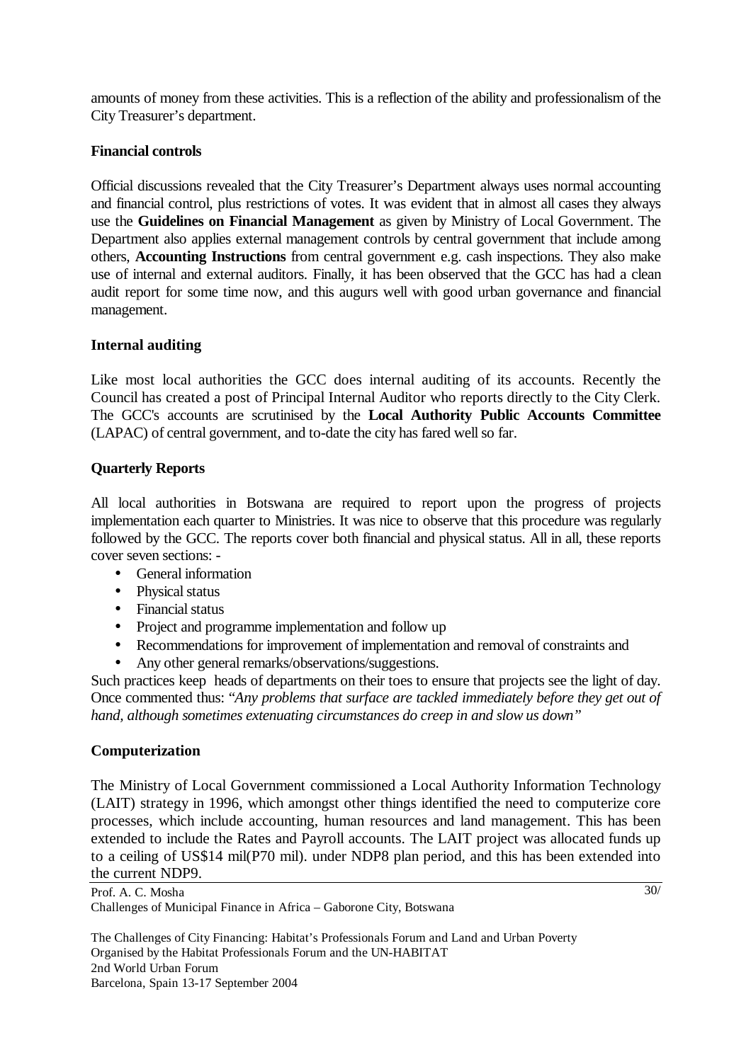amounts of money from these activities. This is a reflection of the ability and professionalism of the City Treasurer's department.

**Financial controls**

Official discussions revealed that the City Treasurer's Department always uses normal accounting and financial control, plus restrictions of votes. It was evident that in almost all cases they always use the **Guidelines on Financial Management** as given by Ministry of Local Government. The Department also applies external management controls by central government that include among others, **Accounting Instructions** from central government e.g. cash inspections. They also make use of internal and external auditors. Finally, it has been observed that the GCC has had a clean audit report for some time now, and this augurs well with good urban governance and financial management.

**Internal auditing**

Like most local authorities the GCC does internal auditing of its accounts. Recently the Council has created a post of Principal Internal Auditor who reports directly to the City Clerk. The GCC's accounts are scrutinised by the **Local Authority Public Accounts Committee** (LAPAC) of central government, and to-date the city has fared well so far.

**Quarterly Reports**

All local authorities in Botswana are required to report upon the progress of projects implementation each quarter to Ministries. It was nice to observe that this procedure was regularly followed by the GCC. The reports cover both financial and physical status. All in all, these reports cover seven sections: -

- General information
- Physical status
- Financial status
- Project and programme implementation and follow up
- Recommendations for improvement of implementation and removal of constraints and
- Any other general remarks/observations/suggestions.

Such practices keep heads of departments on their toes to ensure that projects see the light of day. Once commented thus: "*Any problems that surface are tackled immediately before they get out of hand, although sometimes extenuating circumstances do creep in and slow us down*"

**Computerization**

The Ministry of Local Government commissioned a Local Authority Information Technology (LAIT) strategy in 1996, which amongst other things identified the need to computerize core processes, which include accounting, human resources and land management. This has been extended to include the Rates and Payroll accounts. The LAIT project was allocated funds up to a ceiling of US$14 mil(P70 mil). under NDP8 plan period, and this has been extended into the current NDP9.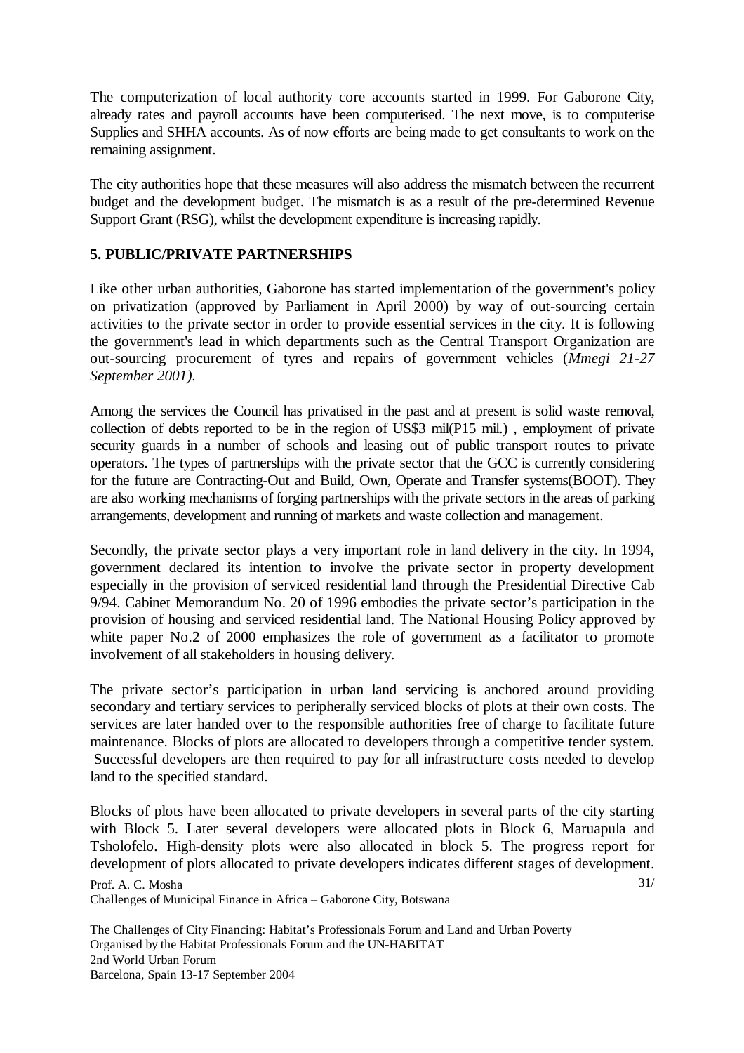The computerization of local authority core accounts started in 1999. For Gaborone City, already rates and payroll accounts have been computerised. The next move, is to computerise Supplies and SHHA accounts. As of now efforts are being made to get consultants to work on the remaining assignment.

The city authorities hope that these measures will also address the mismatch between the recurrent budget and the development budget. The mismatch is as a result of the pre-determined Revenue Support Grant (RSG), whilst the development expenditure is increasing rapidly.

## 5. PUBLIC/PRIVATE PARTNERSHIPS

Like other urban authorities, Gaborone has started implementation of the government's policy on privatization (approved by Parliament in April 2000) by way of out-sourcing certain activities to the private sector in order to provide essential services in the city. It is following the government's lead in which departments such as the Central Transport Organization are out-sourcing procurement of tyres and repairs of government vehicles (*Mmegi 21-27 September 2001)*.

Among the services the Council has privatised in the past and at present is solid waste removal, collection of debts reported to be in the region of US$3 mil(P15 mil.) , employment of private security guards in a number of schools and leasing out of public transport routes to private operators. The types of partnerships with the private sector that the GCC is currently considering for the future are Contracting-Out and Build, Own, Operate and Transfer systems(BOOT). They are also working mechanisms of forging partnerships with the private sectors in the areas of parking arrangements, development and running of markets and waste collection and management.

Secondly, the private sector plays a very important role in land delivery in the city. In 1994, government declared its intention to involve the private sector in property development especially in the provision of serviced residential land through the Presidential Directive Cab 9/94. Cabinet Memorandum No. 20 of 1996 embodies the private sector's participation in the provision of housing and serviced residential land. The National Housing Policy approved by white paper No.2 of 2000 emphasizes the role of government as a facilitator to promote involvement of all stakeholders in housing delivery.

The private sector's participation in urban land servicing is anchored around providing secondary and tertiary services to peripherally serviced blocks of plots at their own costs. The services are later handed over to the responsible authorities free of charge to facilitate future maintenance. Blocks of plots are allocated to developers through a competitive tender system. Successful developers are then required to pay for all infrastructure costs needed to develop land to the specified standard.

Blocks of plots have been allocated to private developers in several parts of the city starting with Block 5. Later several developers were allocated plots in Block 6, Maruapula and Tsholofelo. High-density plots were also allocated in block 5. The progress report for development of plots allocated to private developers indicates different stages of development.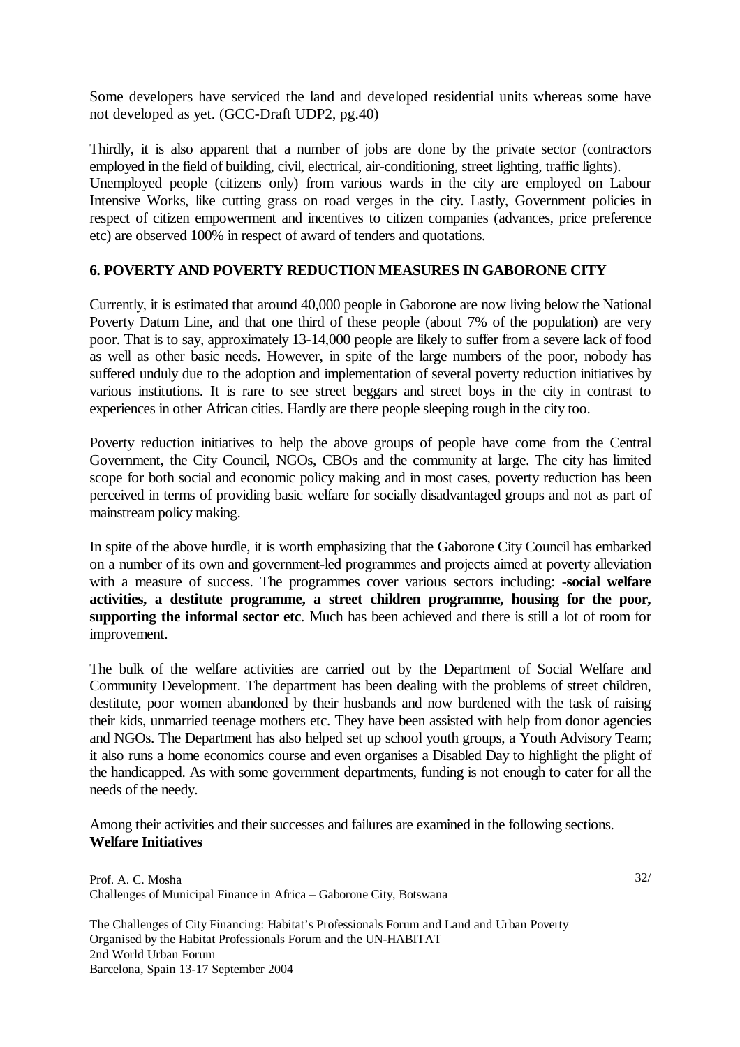Some developers have serviced the land and developed residential units whereas some have not developed as yet. (GCC-Draft UDP2, pg.40)

Thirdly, it is also apparent that a number of jobs are done by the private sector (contractors employed in the field of building, civil, electrical, air-conditioning, street lighting, traffic lights). Unemployed people (citizens only) from various wards in the city are employed on Labour Intensive Works, like cutting grass on road verges in the city. Lastly, Government policies in respect of citizen empowerment and incentives to citizen companies (advances, price preference etc) are observed 100% in respect of award of tenders and quotations.

## 6. POVERTY AND POVERTY REDUCTION MEASURES IN GABORONE CITY

Currently, it is estimated that around 40,000 people in Gaborone are now living below the National Poverty Datum Line, and that one third of these people (about 7% of the population) are very poor. That is to say, approximately 13-14,000 people are likely to suffer from a severe lack of food as well as other basic needs. However, in spite of the large numbers of the poor, nobody has suffered unduly due to the adoption and implementation of several poverty reduction initiatives by various institutions. It is rare to see street beggars and street boys in the city in contrast to experiences in other African cities. Hardly are there people sleeping rough in the city too.

Poverty reduction initiatives to help the above groups of people have come from the Central Government, the City Council, NGOs, CBOs and the community at large. The city has limited scope for both social and economic policy making and in most cases, poverty reduction has been perceived in terms of providing basic welfare for socially disadvantaged groups and not as part of mainstream policy making.

In spite of the above hurdle, it is worth emphasizing that the Gaborone City Council has embarked on a number of its own and government-led programmes and projects aimed at poverty alleviation with a measure of success. The programmes cover various sectors including: -**social welfare activities, a destitute programme, a street children programme, housing for the poor, supporting the informal sector etc**. Much has been achieved and there is still a lot of room for improvement.

The bulk of the welfare activities are carried out by the Department of Social Welfare and Community Development. The department has been dealing with the problems of street children, destitute, poor women abandoned by their husbands and now burdened with the task of raising their kids, unmarried teenage mothers etc. They have been assisted with help from donor agencies and NGOs. The Department has also helped set up school youth groups, a Youth Advisory Team; it also runs a home economics course and even organises a Disabled Day to highlight the plight of the handicapped. As with some government departments, funding is not enough to cater for all the needs of the needy.

Among their activities and their successes and failures are examined in the following sections.

**Welfare Initiatives**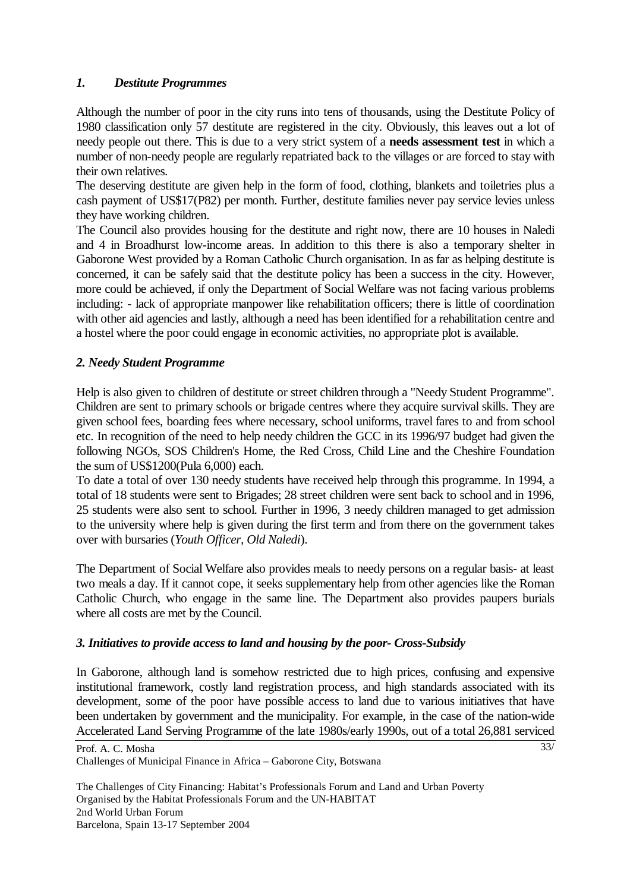### *1. Destitute Programmes*

Although the number of poor in the city runs into tens of thousands, using the Destitute Policy of 1980 classification only 57 destitute are registered in the city. Obviously, this leaves out a lot of needy people out there. This is due to a very strict system of a **needs assessment test** in which a number of non-needy people are regularly repatriated back to the villages or are forced to stay with their own relatives.

The deserving destitute are given help in the form of food, clothing, blankets and toiletries plus a cash payment of US$17(P82) per month. Further, destitute families never pay service levies unless they have working children.

The Council also provides housing for the destitute and right now, there are 10 houses in Naledi and 4 in Broadhurst low-income areas. In addition to this there is also a temporary shelter in Gaborone West provided by a Roman Catholic Church organisation. In as far as helping destitute is concerned, it can be safely said that the destitute policy has been a success in the city. However, more could be achieved, if only the Department of Social Welfare was not facing various problems including: - lack of appropriate manpower like rehabilitation officers; there is little of coordination with other aid agencies and lastly, although a need has been identified for a rehabilitation centre and a hostel where the poor could engage in economic activities, no appropriate plot is available.

### *2. Needy Student Programme*

Help is also given to children of destitute or street children through a "Needy Student Programme". Children are sent to primary schools or brigade centres where they acquire survival skills. They are given school fees, boarding fees where necessary, school uniforms, travel fares to and from school etc. In recognition of the need to help needy children the GCC in its 1996/97 budget had given the following NGOs, SOS Children's Home, the Red Cross, Child Line and the Cheshire Foundation the sum of US$1200(Pula 6,000) each.

To date a total of over 130 needy students have received help through this programme. In 1994, a total of 18 students were sent to Brigades; 28 street children were sent back to school and in 1996, 25 students were also sent to school. Further in 1996, 3 needy children managed to get admission to the university where help is given during the first term and from there on the government takes over with bursaries (*Youth Officer, Old Naledi*).

The Department of Social Welfare also provides meals to needy persons on a regular basis- at least two meals a day. If it cannot cope, it seeks supplementary help from other agencies like the Roman Catholic Church, who engage in the same line. The Department also provides paupers burials where all costs are met by the Council.

### *3. Initiatives to provide access to land and housing by the poor- Cross-Subsidy*

In Gaborone, although land is somehow restricted due to high prices, confusing and expensive institutional framework, costly land registration process, and high standards associated with its development, some of the poor have possible access to land due to various initiatives that have been undertaken by government and the municipality. For example, in the case of the nation-wide Accelerated Land Serving Programme of the late 1980s/early 1990s, out of a total 26,881 serviced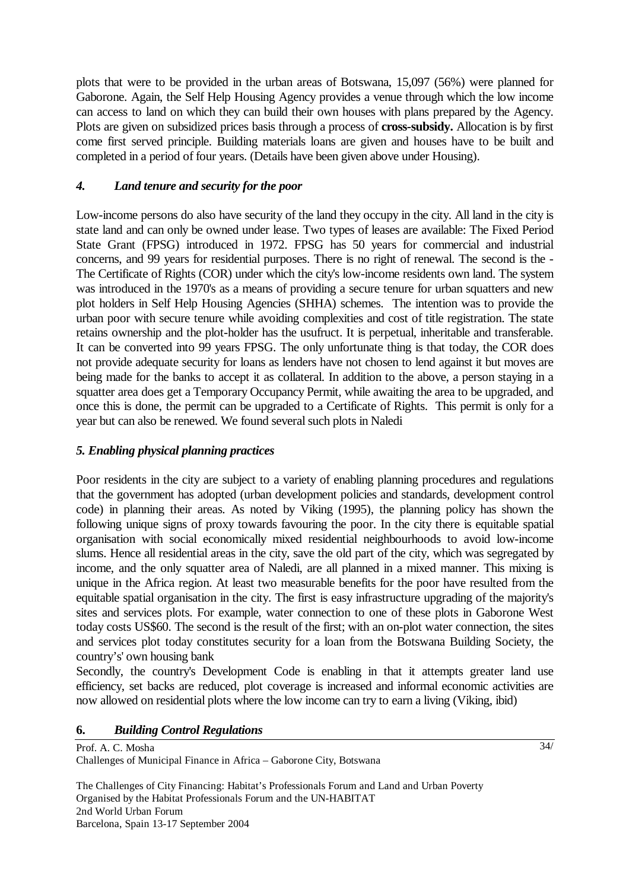plots that were to be provided in the urban areas of Botswana, 15,097 (56%) were planned for Gaborone. Again, the Self Help Housing Agency provides a venue through which the low income can access to land on which they can build their own houses with plans prepared by the Agency. Plots are given on subsidized prices basis through a process of **cross-subsidy.** Allocation is by first come first served principle. Building materials loans are given and houses have to be built and completed in a period of four years. (Details have been given above under Housing).

### *4. Land tenure and security for the poor*

Low-income persons do also have security of the land they occupy in the city. All land in the city is state land and can only be owned under lease. Two types of leases are available: The Fixed Period State Grant (FPSG) introduced in 1972. FPSG has 50 years for commercial and industrial concerns, and 99 years for residential purposes. There is no right of renewal. The second is the - The Certificate of Rights (COR) under which the city's low-income residents own land. The system was introduced in the 1970's as a means of providing a secure tenure for urban squatters and new plot holders in Self Help Housing Agencies (SHHA) schemes. The intention was to provide the urban poor with secure tenure while avoiding complexities and cost of title registration. The state retains ownership and the plot-holder has the usufruct. It is perpetual, inheritable and transferable. It can be converted into 99 years FPSG. The only unfortunate thing is that today, the COR does not provide adequate security for loans as lenders have not chosen to lend against it but moves are being made for the banks to accept it as collateral. In addition to the above, a person staying in a squatter area does get a Temporary Occupancy Permit, while awaiting the area to be upgraded, and once this is done, the permit can be upgraded to a Certificate of Rights. This permit is only for a year but can also be renewed. We found several such plots in Naledi

### *5. Enabling physical planning practices*

Poor residents in the city are subject to a variety of enabling planning procedures and regulations that the government has adopted (urban development policies and standards, development control code) in planning their areas. As noted by Viking (1995), the planning policy has shown the following unique signs of proxy towards favouring the poor. In the city there is equitable spatial organisation with social economically mixed residential neighbourhoods to avoid low-income slums. Hence all residential areas in the city, save the old part of the city, which was segregated by income, and the only squatter area of Naledi, are all planned in a mixed manner. This mixing is unique in the Africa region. At least two measurable benefits for the poor have resulted from the equitable spatial organisation in the city. The first is easy infrastructure upgrading of the majority's sites and services plots. For example, water connection to one of these plots in Gaborone West today costs US$60. The second is the result of the first; with an on-plot water connection, the sites and services plot today constitutes security for a loan from the Botswana Building Society, the country's' own housing bank

Secondly, the country's Development Code is enabling in that it attempts greater land use efficiency, set backs are reduced, plot coverage is increased and informal economic activities are now allowed on residential plots where the low income can try to earn a living (Viking, ibid)

### **6.** *Building Control Regulations*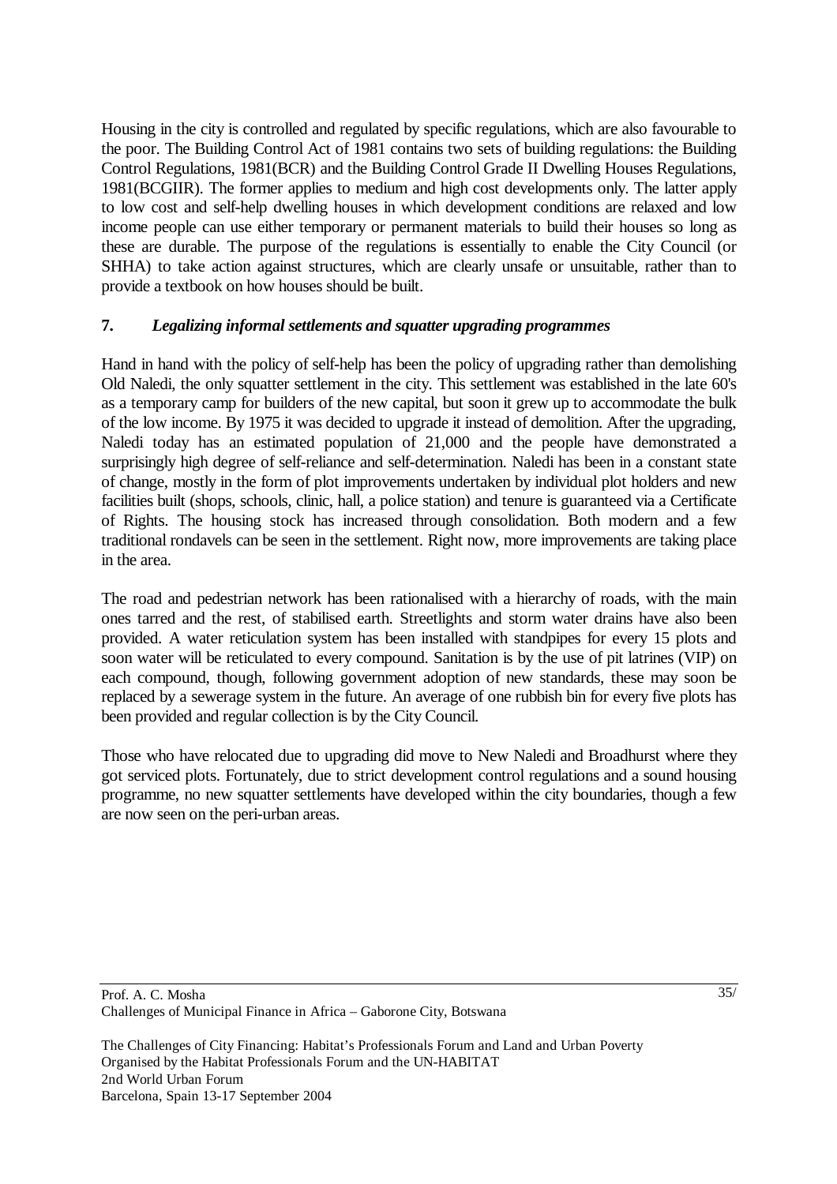Housing in the city is controlled and regulated by specific regulations, which are also favourable to the poor. The Building Control Act of 1981 contains two sets of building regulations: the Building Control Regulations, 1981(BCR) and the Building Control Grade II Dwelling Houses Regulations, 1981(BCGIIR). The former applies to medium and high cost developments only. The latter apply to low cost and self-help dwelling houses in which development conditions are relaxed and low income people can use either temporary or permanent materials to build their houses so long as these are durable. The purpose of the regulations is essentially to enable the City Council (or SHHA) to take action against structures, which are clearly unsafe or unsuitable, rather than to provide a textbook on how houses should be built.

## 7. *Legalizing informal settlements and squatter upgrading programmes*

Hand in hand with the policy of self-help has been the policy of upgrading rather than demolishing Old Naledi, the only squatter settlement in the city. This settlement was established in the late 60's as a temporary camp for builders of the new capital, but soon it grew up to accommodate the bulk of the low income. By 1975 it was decided to upgrade it instead of demolition. After the upgrading, Naledi today has an estimated population of 21,000 and the people have demonstrated a surprisingly high degree of self-reliance and self-determination. Naledi has been in a constant state of change, mostly in the form of plot improvements undertaken by individual plot holders and new facilities built (shops, schools, clinic, hall, a police station) and tenure is guaranteed via a Certificate of Rights. The housing stock has increased through consolidation. Both modern and a few traditional rondavels can be seen in the settlement. Right now, more improvements are taking place in the area.

The road and pedestrian network has been rationalised with a hierarchy of roads, with the main ones tarred and the rest, of stabilised earth. Streetlights and storm water drains have also been provided. A water reticulation system has been installed with standpipes for every 15 plots and soon water will be reticulated to every compound. Sanitation is by the use of pit latrines (VIP) on each compound, though, following government adoption of new standards, these may soon be replaced by a sewerage system in the future. An average of one rubbish bin for every five plots has been provided and regular collection is by the City Council.

Those who have relocated due to upgrading did move to New Naledi and Broadhurst where they got serviced plots. Fortunately, due to strict development control regulations and a sound housing programme, no new squatter settlements have developed within the city boundaries, though a few are now seen on the peri-urban areas.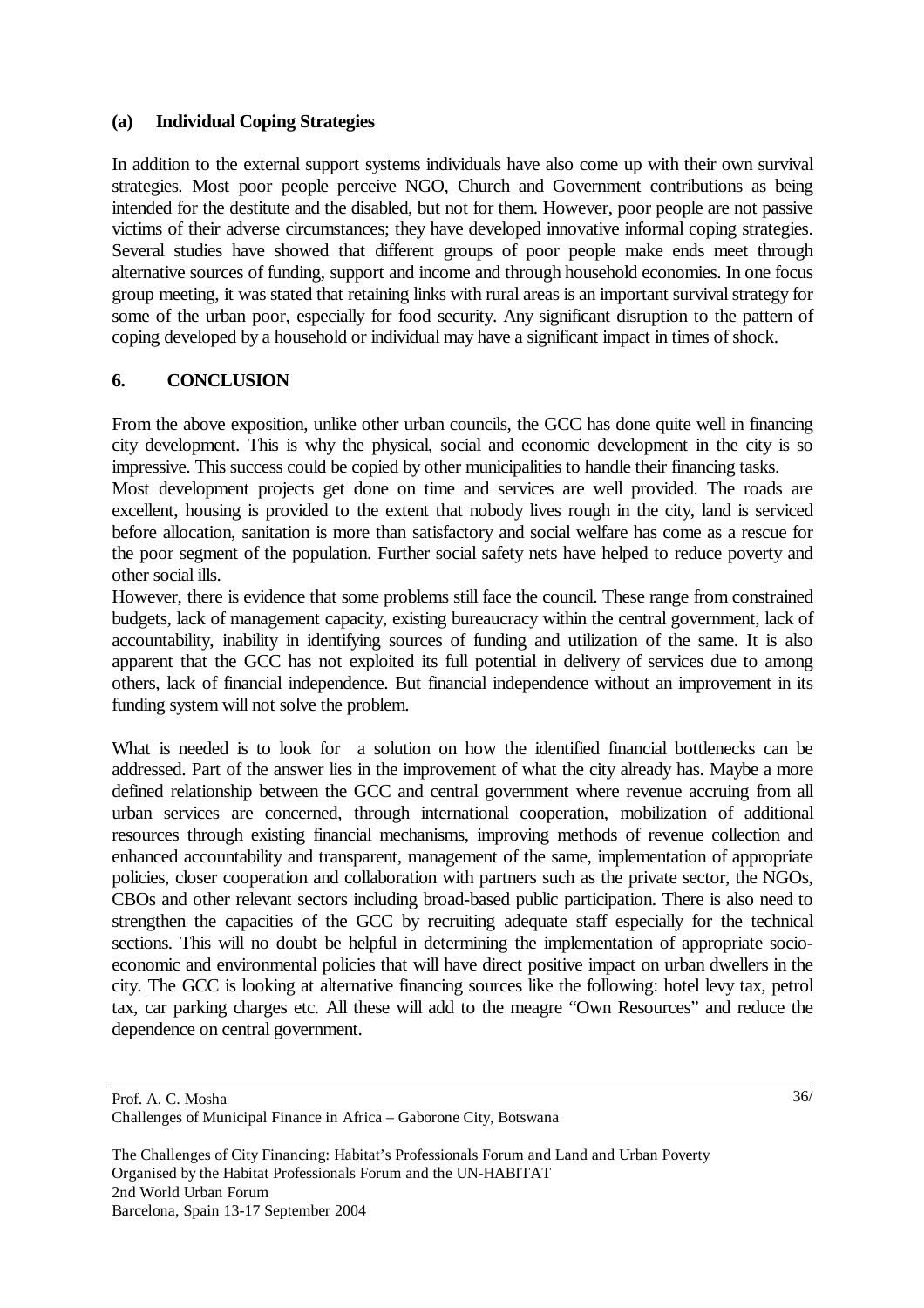### (a) Individual Coping Strategies

In addition to the external support systems individuals have also come up with their own survival strategies. Most poor people perceive NGO, Church and Government contributions as being intended for the destitute and the disabled, but not for them. However, poor people are not passive victims of their adverse circumstances; they have developed innovative informal coping strategies. Several studies have showed that different groups of poor people make ends meet through alternative sources of funding, support and income and through household economies. In one focus group meeting, it was stated that retaining links with rural areas is an important survival strategy for some of the urban poor, especially for food security. Any significant disruption to the pattern of coping developed by a household or individual may have a significant impact in times of shock.

## 6. CONCLUSION

From the above exposition, unlike other urban councils, the GCC has done quite well in financing city development. This is why the physical, social and economic development in the city is so impressive. This success could be copied by other municipalities to handle their financing tasks.

Most development projects get done on time and services are well provided. The roads are excellent, housing is provided to the extent that nobody lives rough in the city, land is serviced before allocation, sanitation is more than satisfactory and social welfare has come as a rescue for the poor segment of the population. Further social safety nets have helped to reduce poverty and other social ills.

However, there is evidence that some problems still face the council. These range from constrained budgets, lack of management capacity, existing bureaucracy within the central government, lack of accountability, inability in identifying sources of funding and utilization of the same. It is also apparent that the GCC has not exploited its full potential in delivery of services due to among others, lack of financial independence. But financial independence without an improvement in its funding system will not solve the problem.

What is needed is to look for a solution on how the identified financial bottlenecks can be addressed. Part of the answer lies in the improvement of what the city already has. Maybe a more defined relationship between the GCC and central government where revenue accruing from all urban services are concerned, through international cooperation, mobilization of additional resources through existing financial mechanisms, improving methods of revenue collection and enhanced accountability and transparent, management of the same, implementation of appropriate policies, closer cooperation and collaboration with partners such as the private sector, the NGOs, CBOs and other relevant sectors including broad-based public participation. There is also need to strengthen the capacities of the GCC by recruiting adequate staff especially for the technical sections. This will no doubt be helpful in determining the implementation of appropriate socio-economic and environmental policies that will have direct positive impact on urban dwellers in the city. The GCC is looking at alternative financing sources like the following: hotel levy tax, petrol tax, car parking charges etc. All these will add to the meagre "Own Resources" and reduce the dependence on central government.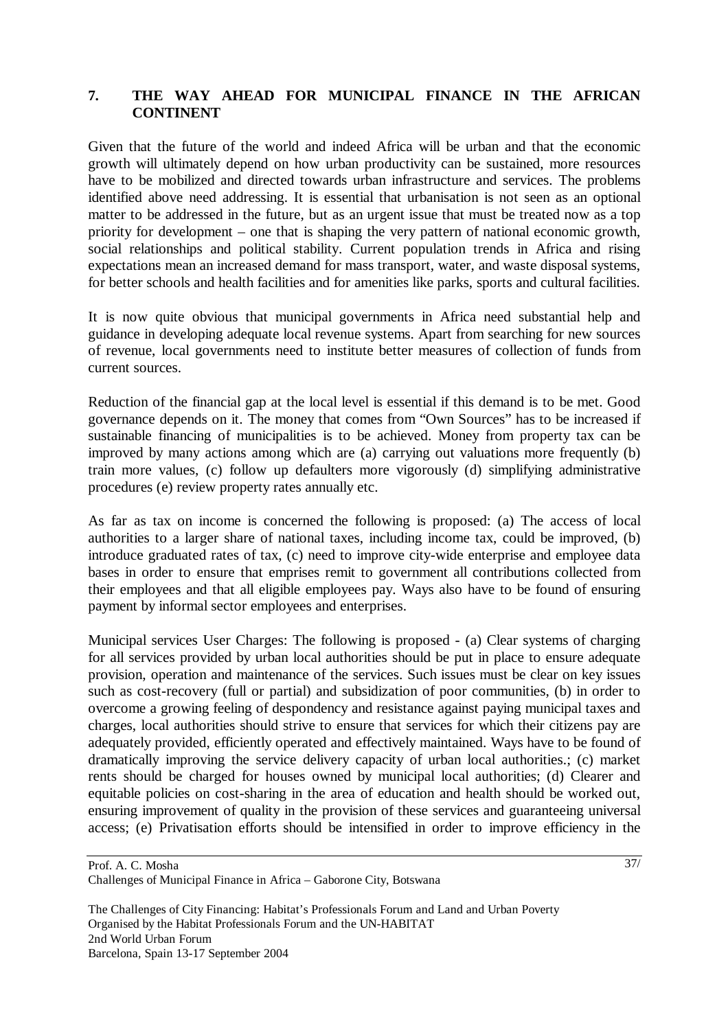## 7. THE WAY AHEAD FOR MUNICIPAL FINANCE IN THE AFRICAN CONTINENT

Given that the future of the world and indeed Africa will be urban and that the economic growth will ultimately depend on how urban productivity can be sustained, more resources have to be mobilized and directed towards urban infrastructure and services. The problems identified above need addressing. It is essential that urbanisation is not seen as an optional matter to be addressed in the future, but as an urgent issue that must be treated now as a top priority for development – one that is shaping the very pattern of national economic growth, social relationships and political stability. Current population trends in Africa and rising expectations mean an increased demand for mass transport, water, and waste disposal systems, for better schools and health facilities and for amenities like parks, sports and cultural facilities.

It is now quite obvious that municipal governments in Africa need substantial help and guidance in developing adequate local revenue systems. Apart from searching for new sources of revenue, local governments need to institute better measures of collection of funds from current sources.

Reduction of the financial gap at the local level is essential if this demand is to be met. Good governance depends on it. The money that comes from "Own Sources" has to be increased if sustainable financing of municipalities is to be achieved. Money from property tax can be improved by many actions among which are (a) carrying out valuations more frequently (b) train more values, (c) follow up defaulters more vigorously (d) simplifying administrative procedures (e) review property rates annually etc.

As far as tax on income is concerned the following is proposed: (a) The access of local authorities to a larger share of national taxes, including income tax, could be improved, (b) introduce graduated rates of tax, (c) need to improve city-wide enterprise and employee data bases in order to ensure that emprises remit to government all contributions collected from their employees and that all eligible employees pay. Ways also have to be found of ensuring payment by informal sector employees and enterprises.

Municipal services User Charges: The following is proposed - (a) Clear systems of charging for all services provided by urban local authorities should be put in place to ensure adequate provision, operation and maintenance of the services. Such issues must be clear on key issues such as cost-recovery (full or partial) and subsidization of poor communities, (b) in order to overcome a growing feeling of despondency and resistance against paying municipal taxes and charges, local authorities should strive to ensure that services for which their citizens pay are adequately provided, efficiently operated and effectively maintained. Ways have to be found of dramatically improving the service delivery capacity of urban local authorities.; (c) market rents should be charged for houses owned by municipal local authorities; (d) Clearer and equitable policies on cost-sharing in the area of education and health should be worked out, ensuring improvement of quality in the provision of these services and guaranteeing universal access; (e) Privatisation efforts should be intensified in order to improve efficiency in the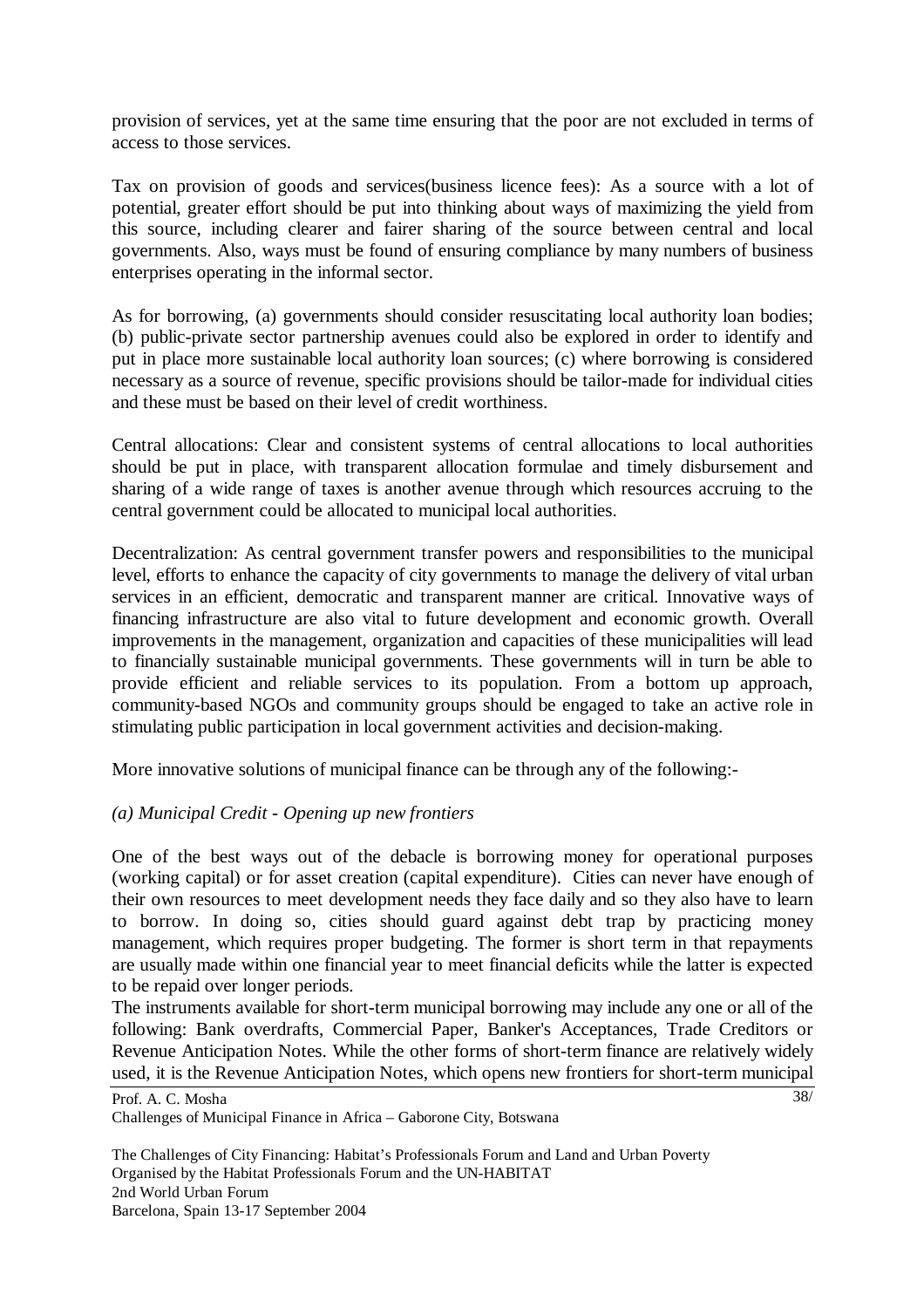provision of services, yet at the same time ensuring that the poor are not excluded in terms of access to those services.

Tax on provision of goods and services(business licence fees): As a source with a lot of potential, greater effort should be put into thinking about ways of maximizing the yield from this source, including clearer and fairer sharing of the source between central and local governments. Also, ways must be found of ensuring compliance by many numbers of business enterprises operating in the informal sector.

As for borrowing, (a) governments should consider resuscitating local authority loan bodies; (b) public-private sector partnership avenues could also be explored in order to identify and put in place more sustainable local authority loan sources; (c) where borrowing is considered necessary as a source of revenue, specific provisions should be tailor-made for individual cities and these must be based on their level of credit worthiness.

Central allocations: Clear and consistent systems of central allocations to local authorities should be put in place, with transparent allocation formulae and timely disbursement and sharing of a wide range of taxes is another avenue through which resources accruing to the central government could be allocated to municipal local authorities.

Decentralization: As central government transfer powers and responsibilities to the municipal level, efforts to enhance the capacity of city governments to manage the delivery of vital urban services in an efficient, democratic and transparent manner are critical. Innovative ways of financing infrastructure are also vital to future development and economic growth. Overall improvements in the management, organization and capacities of these municipalities will lead to financially sustainable municipal governments. These governments will in turn be able to provide efficient and reliable services to its population. From a bottom up approach, community-based NGOs and community groups should be engaged to take an active role in stimulating public participation in local government activities and decision-making.

More innovative solutions of municipal finance can be through any of the following:-

*(a) Municipal Credit - Opening up new frontiers*

One of the best ways out of the debacle is borrowing money for operational purposes (working capital) or for asset creation (capital expenditure). Cities can never have enough of their own resources to meet development needs they face daily and so they also have to learn to borrow. In doing so, cities should guard against debt trap by practicing money management, which requires proper budgeting. The former is short term in that repayments are usually made within one financial year to meet financial deficits while the latter is expected to be repaid over longer periods.
The instruments available for short-term municipal borrowing may include any one or all of the following: Bank overdrafts, Commercial Paper, Banker's Acceptances, Trade Creditors or Revenue Anticipation Notes. While the other forms of short-term finance are relatively widely used, it is the Revenue Anticipation Notes, which opens new frontiers for short-term municipal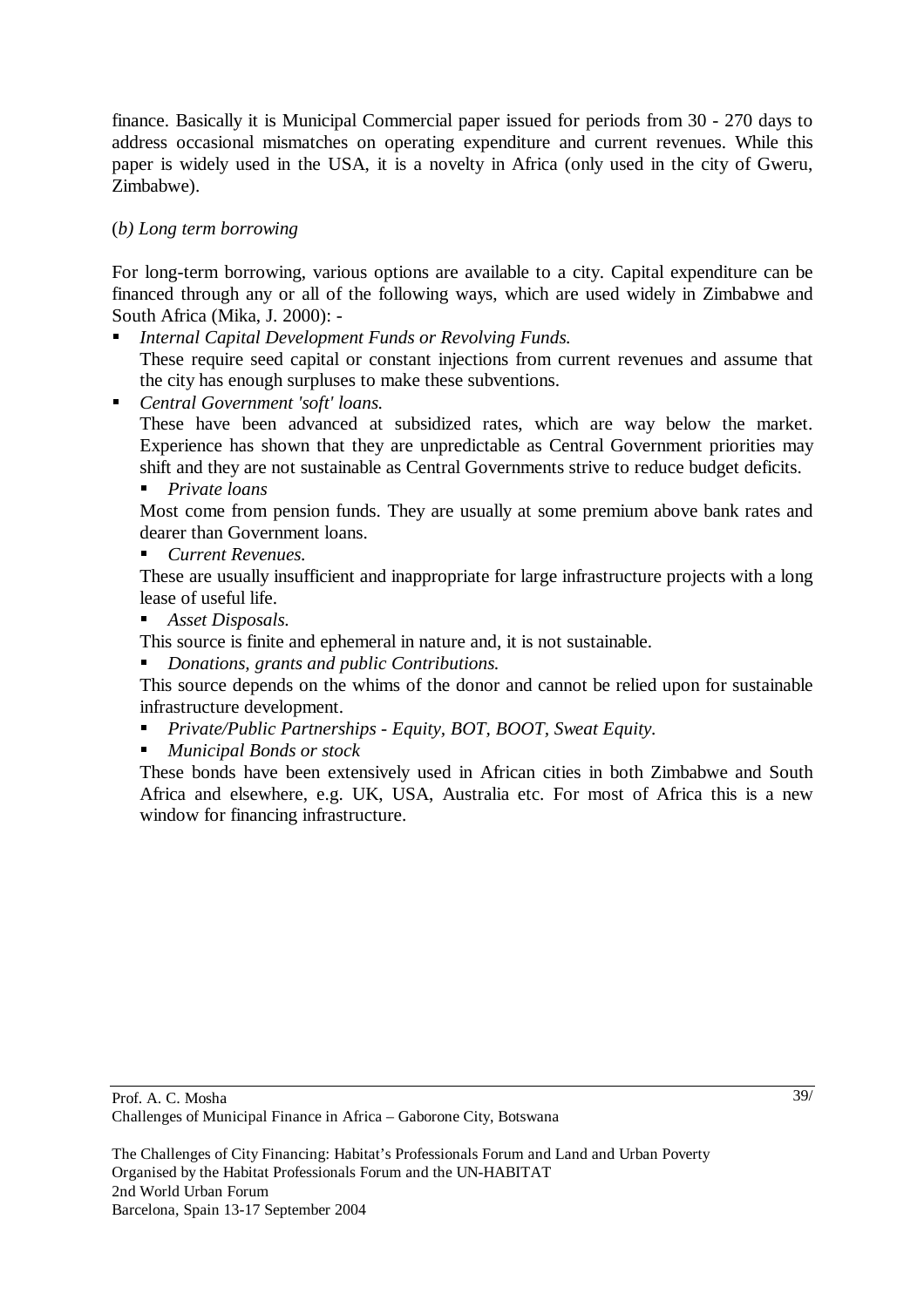finance. Basically it is Municipal Commercial paper issued for periods from 30 - 270 days to address occasional mismatches on operating expenditure and current revenues. While this paper is widely used in the USA, it is a novelty in Africa (only used in the city of Gweru, Zimbabwe).

(*b) Long term borrowing*

For long-term borrowing, various options are available to a city. Capital expenditure can be financed through any or all of the following ways, which are used widely in Zimbabwe and South Africa (Mika, J. 2000): -

- *Internal Capital Development Funds or Revolving Funds.*
  These require seed capital or constant injections from current revenues and assume that the city has enough surpluses to make these subventions.
- *Central Government 'soft' loans.*
  These have been advanced at subsidized rates, which are way below the market. Experience has shown that they are unpredictable as Central Government priorities may shift and they are not sustainable as Central Governments strive to reduce budget deficits.
  - *Private loans*

  Most come from pension funds. They are usually at some premium above bank rates and dearer than Government loans.
  - *Current Revenues.*

  These are usually insufficient and inappropriate for large infrastructure projects with a long lease of useful life.
  - *Asset Disposals.*

  This source is finite and ephemeral in nature and, it is not sustainable.
  - *Donations, grants and public Contributions.*

  This source depends on the whims of the donor and cannot be relied upon for sustainable infrastructure development.
  - *Private/Public Partnerships - Equity, BOT, BOOT, Sweat Equity.*
  - *Municipal Bonds or stock*

  These bonds have been extensively used in African cities in both Zimbabwe and South Africa and elsewhere, e.g. UK, USA, Australia etc. For most of Africa this is a new window for financing infrastructure.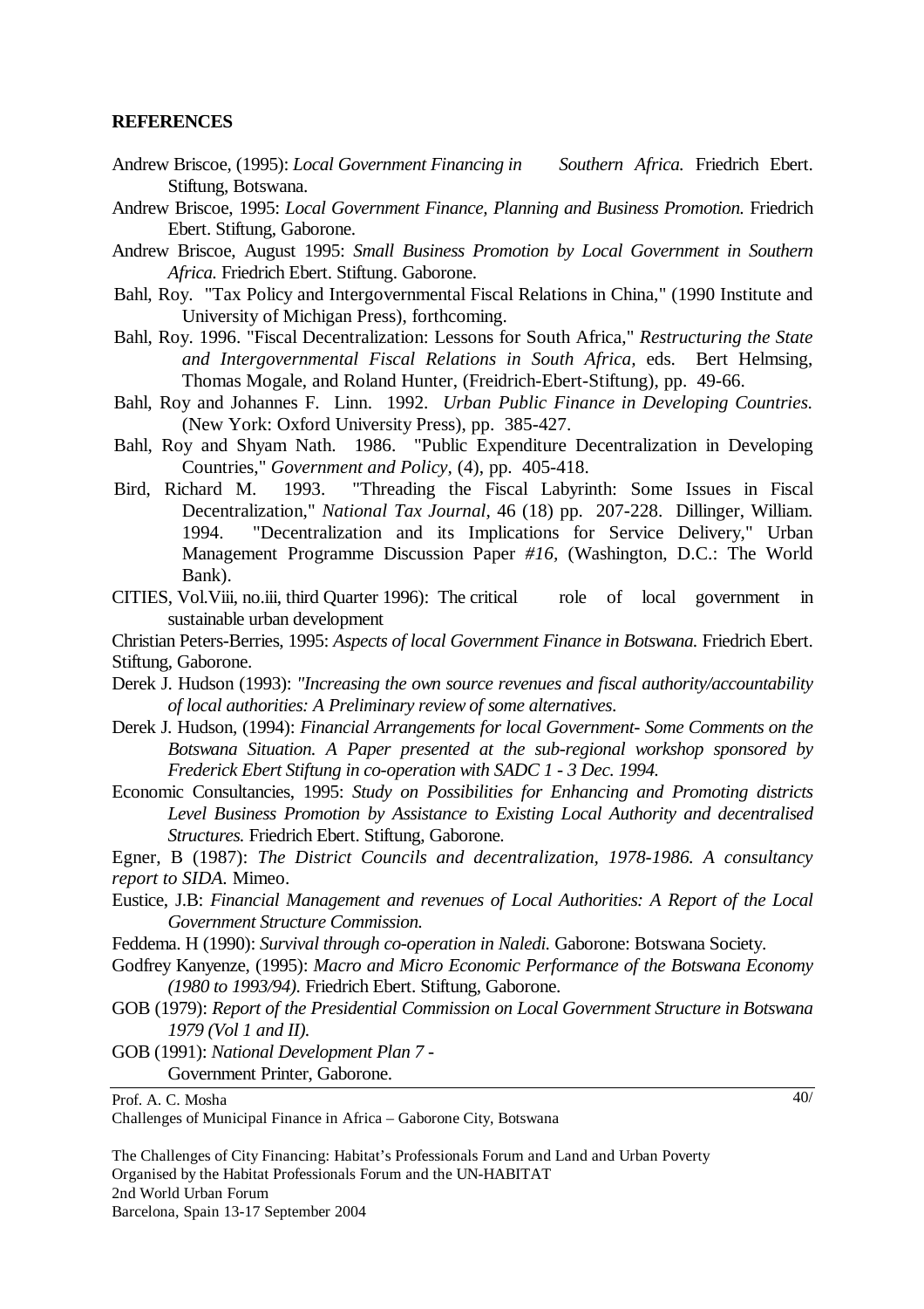## REFERENCES

Andrew Briscoe, (1995): *Local Government Financing in Southern Africa.* Friedrich Ebert. Stiftung, Botswana.

Andrew Briscoe, 1995: *Local Government Finance, Planning and Business Promotion.* Friedrich Ebert. Stiftung, Gaborone.

Andrew Briscoe, August 1995: *Small Business Promotion by Local Government in Southern Africa.* Friedrich Ebert. Stiftung. Gaborone.

Bahl, Roy. "Tax Policy and Intergovernmental Fiscal Relations in China," (1990 Institute and University of Michigan Press), forthcoming.

Bahl, Roy. 1996. "Fiscal Decentralization: Lessons for South Africa," *Restructuring the State and Intergovernmental Fiscal Relations in South Africa*, eds. Bert Helmsing, Thomas Mogale, and Roland Hunter, (Freidrich-Ebert-Stiftung), pp. 49-66.

Bahl, Roy and Johannes F. Linn. 1992. *Urban Public Finance in Developing Countries.* (New York: Oxford University Press), pp. 385-427.

Bahl, Roy and Shyam Nath. 1986. "Public Expenditure Decentralization in Developing Countries," *Government and Policy*, (4), pp. 405-418.

Bird, Richard M. 1993. "Threading the Fiscal Labyrinth: Some Issues in Fiscal Decentralization," *National Tax Journal*, 46 (18) pp. 207-228. Dillinger, William. 1994. "Decentralization and its Implications for Service Delivery," Urban Management Programme Discussion Paper *#16*, (Washington, D.C.: The World Bank).

CITIES, Vol.Viii, no.iii, third Quarter 1996): The critical role of local government in sustainable urban development

Christian Peters-Berries, 1995: *Aspects of local Government Finance in Botswana.* Friedrich Ebert. Stiftung, Gaborone.

Derek J. Hudson (1993): *"Increasing the own source revenues and fiscal authority/accountability of local authorities: A Preliminary review of some alternatives.*

Derek J. Hudson, (1994): *Financial Arrangements for local Government- Some Comments on the Botswana Situation. A Paper presented at the sub-regional workshop sponsored by Frederick Ebert Stiftung in co-operation with SADC 1 - 3 Dec. 1994.*

Economic Consultancies, 1995: *Study on Possibilities for Enhancing and Promoting districts Level Business Promotion by Assistance to Existing Local Authority and decentralised Structures.* Friedrich Ebert. Stiftung, Gaborone.

Egner, B (1987): *The District Councils and decentralization, 1978-1986. A consultancy report to SIDA.* Mimeo.

Eustice, J.B: *Financial Management and revenues of Local Authorities: A Report of the Local Government Structure Commission.*

Feddema. H (1990): *Survival through co-operation in Naledi.* Gaborone: Botswana Society.

Godfrey Kanyenze, (1995): *Macro and Micro Economic Performance of the Botswana Economy (1980 to 1993/94).* Friedrich Ebert. Stiftung, Gaborone.

GOB (1979): *Report of the Presidential Commission on Local Government Structure in Botswana 1979 (Vol 1 and II).*

GOB (1991): *National Development Plan 7* - Government Printer, Gaborone.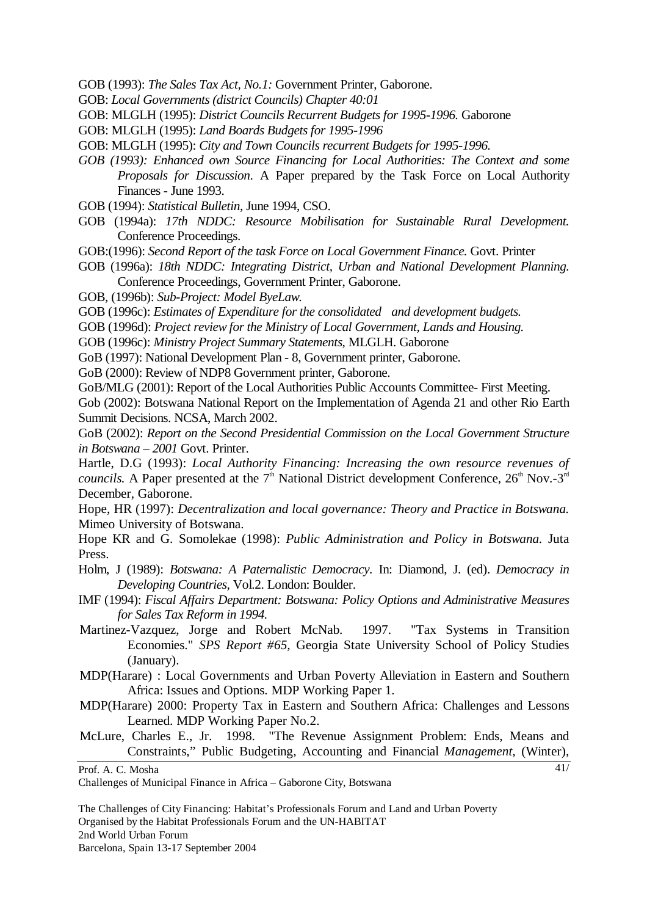GOB (1993): *The Sales Tax Act, No.1:* Government Printer, Gaborone.

GOB: *Local Governments (district Councils) Chapter 40:01*

GOB: MLGLH (1995): *District Councils Recurrent Budgets for 1995-1996.* Gaborone

GOB: MLGLH (1995): *Land Boards Budgets for 1995-1996*

GOB: MLGLH (1995): *City and Town Councils recurrent Budgets for 1995-1996.*

*GOB (1993): Enhanced own Source Financing for Local Authorities: The Context and some Proposals for Discussion*. A Paper prepared by the Task Force on Local Authority Finances - June 1993.

GOB (1994): *Statistical Bulletin*, June 1994, CSO.

GOB (1994a): *17th NDDC: Resource Mobilisation for Sustainable Rural Development.* Conference Proceedings.

GOB:(1996): *Second Report of the task Force on Local Government Finance.* Govt. Printer

GOB (1996a): *18th NDDC: Integrating District, Urban and National Development Planning.* Conference Proceedings, Government Printer, Gaborone.

GOB, (1996b): *Sub-Project: Model ByeLaw.*

GOB (1996c): *Estimates of Expenditure for the consolidated and development budgets.*

GOB (1996d): *Project review for the Ministry of Local Government, Lands and Housing.*

GOB (1996c): *Ministry Project Summary Statements*, MLGLH. Gaborone

GoB (1997): National Development Plan - 8, Government printer, Gaborone.

GoB (2000): Review of NDP8 Government printer, Gaborone.

GoB/MLG (2001): Report of the Local Authorities Public Accounts Committee- First Meeting.

Gob (2002): Botswana National Report on the Implementation of Agenda 21 and other Rio Earth Summit Decisions. NCSA, March 2002.

GoB (2002): *Report on the Second Presidential Commission on the Local Government Structure in Botswana – 2001* Govt. Printer.

Hartle, D.G (1993): *Local Authority Financing: Increasing the own resource revenues of councils.* A Paper presented at the 7th National District development Conference, 26th Nov.-3rd December, Gaborone.

Hope, HR (1997): *Decentralization and local governance: Theory and Practice in Botswana.* Mimeo University of Botswana.

Hope KR and G. Somolekae (1998): *Public Administration and Policy in Botswana.* Juta Press.

Holm, J (1989): *Botswana: A Paternalistic Democracy.* In: Diamond, J. (ed). *Democracy in Developing Countries,* Vol.2. London: Boulder.

IMF (1994): *Fiscal Affairs Department: Botswana: Policy Options and Administrative Measures for Sales Tax Reform in 1994.*

Martinez-Vazquez, Jorge and Robert McNab. 1997. "Tax Systems in Transition Economies." *SPS Report #65*, Georgia State University School of Policy Studies (January).

MDP(Harare) : Local Governments and Urban Poverty Alleviation in Eastern and Southern Africa: Issues and Options. MDP Working Paper 1.

MDP(Harare) 2000: Property Tax in Eastern and Southern Africa: Challenges and Lessons Learned. MDP Working Paper No.2.

McLure, Charles E., Jr. 1998. "The Revenue Assignment Problem: Ends, Means and Constraints," Public Budgeting, Accounting and Financial *Management*, (Winter),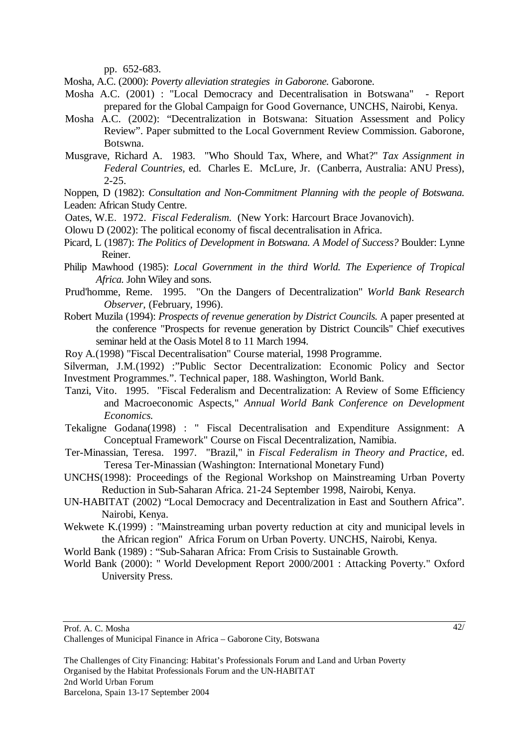pp. 652-683.

Mosha, A.C. (2000): *Poverty alleviation strategies in Gaborone.* Gaborone.

Mosha A.C. (2001) : "Local Democracy and Decentralisation in Botswana" - Report prepared for the Global Campaign for Good Governance, UNCHS, Nairobi, Kenya.

Mosha A.C. (2002): "Decentralization in Botswana: Situation Assessment and Policy Review". Paper submitted to the Local Government Review Commission. Gaborone, Botswna.

Musgrave, Richard A. 1983. "Who Should Tax, Where, and What?" *Tax Assignment in Federal Countries,* ed. Charles E. McLure, Jr. (Canberra, Australia: ANU Press), 2-25.

Noppen, D (1982): *Consultation and Non-Commitment Planning with the people of Botswana.* Leaden: African Study Centre.

Oates, W.E. 1972. *Fiscal Federalism.* (New York: Harcourt Brace Jovanovich).

Olowu D (2002): The political economy of fiscal decentralisation in Africa.

Picard, L (1987): *The Politics of Development in Botswana. A Model of Success?* Boulder: Lynne Reiner.

Philip Mawhood (1985): *Local Government in the third World. The Experience of Tropical Africa.* John Wiley and sons.

Prud'homme, Reme. 1995. "On the Dangers of Decentralization" *World Bank Research Observer,* (February, 1996).

Robert Muzila (1994): *Prospects of revenue generation by District Councils.* A paper presented at the conference "Prospects for revenue generation by District Councils" Chief executives seminar held at the Oasis Motel 8 to 11 March 1994.

Roy A.(1998) "Fiscal Decentralisation" Course material, 1998 Programme.

Silverman, J.M.(1992) :"Public Sector Decentralization: Economic Policy and Sector Investment Programmes.". Technical paper, 188. Washington, World Bank.

Tanzi, Vito. 1995. "Fiscal Federalism and Decentralization: A Review of Some Efficiency and Macroeconomic Aspects," *Annual World Bank Conference on Development Economics.*

Tekaligne Godana(1998) : " Fiscal Decentralisation and Expenditure Assignment: A Conceptual Framework" Course on Fiscal Decentralization, Namibia.

Ter-Minassian, Teresa. 1997. "Brazil," in *Fiscal Federalism in Theory and Practice,* ed. Teresa Ter-Minassian (Washington: International Monetary Fund)

UNCHS(1998): Proceedings of the Regional Workshop on Mainstreaming Urban Poverty Reduction in Sub-Saharan Africa. 21-24 September 1998, Nairobi, Kenya.

UN-HABITAT (2002) "Local Democracy and Decentralization in East and Southern Africa". Nairobi, Kenya.

Wekwete K.(1999) : "Mainstreaming urban poverty reduction at city and municipal levels in the African region" Africa Forum on Urban Poverty. UNCHS, Nairobi, Kenya.

World Bank (1989) : "Sub-Saharan Africa: From Crisis to Sustainable Growth.

World Bank (2000): " World Development Report 2000/2001 : Attacking Poverty." Oxford University Press.